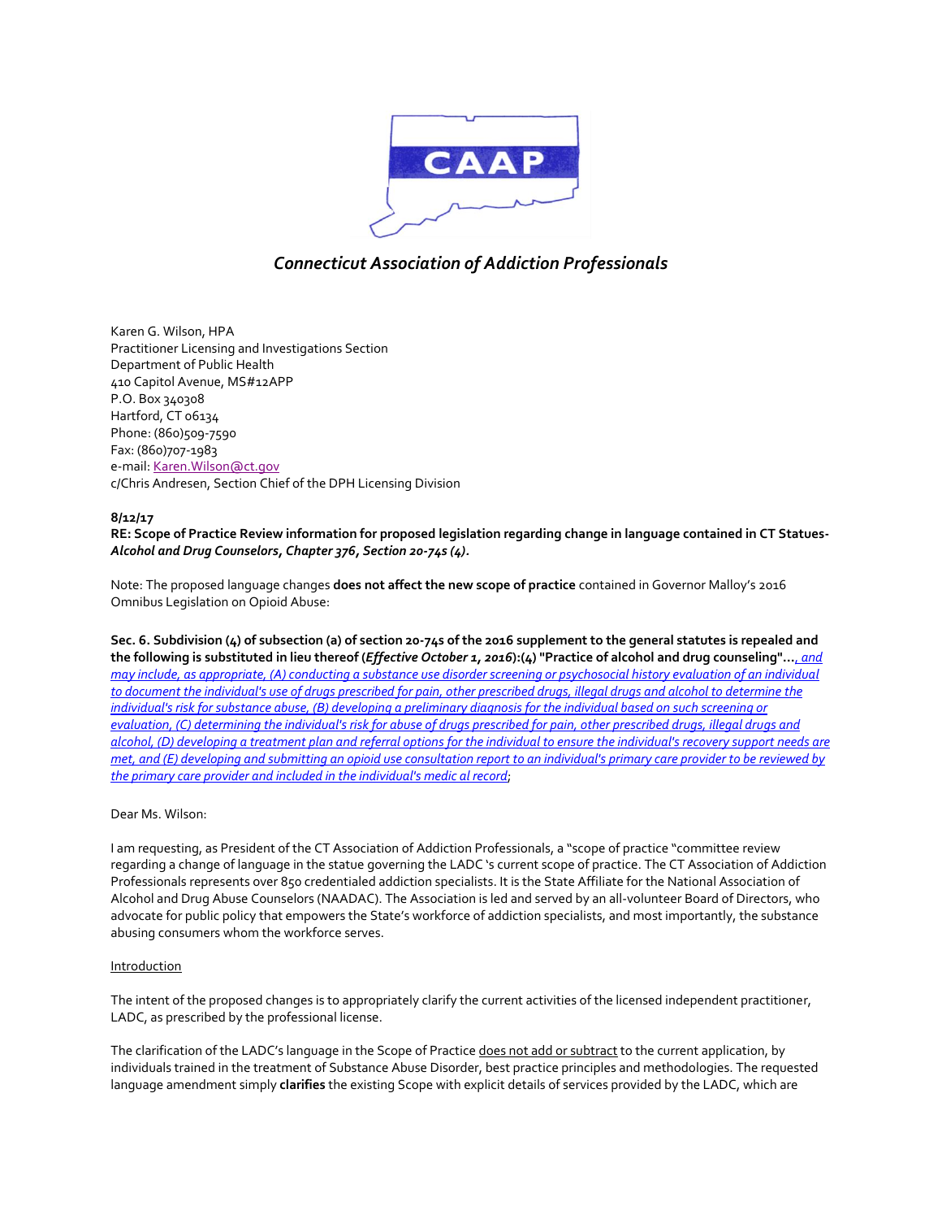CAAP

*Connecticut Association of Addiction Professionals*

Karen G. Wilson, HPA
Practitioner Licensing and Investigations Section
Department of Public Health
410 Capitol Avenue, MS#12APP
P.O. Box 340308
Hartford, CT 06134
Phone: (860)509-7590
Fax: (860)707-1983
e-mail: Karen.Wilson@ct.gov
c/Chris Andresen, Section Chief of the DPH Licensing Division

**8/12/17**
**RE: Scope of Practice Review information for proposed legislation regarding change in language contained in CT Statues- *Alcohol and Drug Counselors, Chapter 376, Section 20-74s (4).***

Note: The proposed language changes **does not affect the new scope of practice** contained in Governor Malloy's 2016 Omnibus Legislation on Opioid Abuse:

**Sec. 6. Subdivision (4) of subsection (a) of section 20-74s of the 2016 supplement to the general statutes is repealed and the following is substituted in lieu thereof (*Effective October 1, 2016*):(4) "Practice of alcohol and drug counseling"...**_, and may include, as appropriate, (A) conducting a substance use disorder screening or psychosocial history evaluation of an individual to document the individual's use of drugs prescribed for pain, other prescribed drugs, illegal drugs and alcohol to determine the individual's risk for substance abuse, (B) developing a preliminary diagnosis for the individual based on such screening or evaluation, (C) determining the individual's risk for abuse of drugs prescribed for pain, other prescribed drugs, illegal drugs and alcohol, (D) developing a treatment plan and referral options for the individual to ensure the individual's recovery support needs are met, and (E) developing and submitting an opioid use consultation report to an individual's primary care provider to be reviewed by the primary care provider and included in the individual's medic al record_;

Dear Ms. Wilson:

I am requesting, as President of the CT Association of Addiction Professionals, a "scope of practice "committee review regarding a change of language in the statue governing the LADC 's current scope of practice. The CT Association of Addiction Professionals represents over 850 credentialed addiction specialists. It is the State Affiliate for the National Association of Alcohol and Drug Abuse Counselors (NAADAC). The Association is led and served by an all-volunteer Board of Directors, who advocate for public policy that empowers the State's workforce of addiction specialists, and most importantly, the substance abusing consumers whom the workforce serves.

Introduction

The intent of the proposed changes is to appropriately clarify the current activities of the licensed independent practitioner, LADC, as prescribed by the professional license.

The clarification of the LADC's language in the Scope of Practice does not add or subtract to the current application, by individuals trained in the treatment of Substance Abuse Disorder, best practice principles and methodologies. The requested language amendment simply **clarifies** the existing Scope with explicit details of services provided by the LADC, which are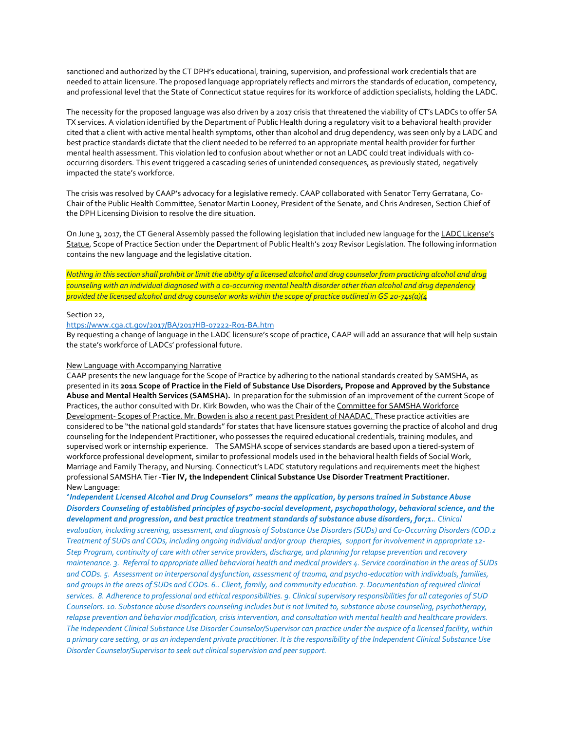sanctioned and authorized by the CT DPH's educational, training, supervision, and professional work credentials that are needed to attain licensure. The proposed language appropriately reflects and mirrors the standards of education, competency, and professional level that the State of Connecticut statue requires for its workforce of addiction specialists, holding the LADC.

The necessity for the proposed language was also driven by a 2017 crisis that threatened the viability of CT's LADCs to offer SA TX services. A violation identified by the Department of Public Health during a regulatory visit to a behavioral health provider cited that a client with active mental health symptoms, other than alcohol and drug dependency, was seen only by a LADC and best practice standards dictate that the client needed to be referred to an appropriate mental health provider for further mental health assessment. This violation led to confusion about whether or not an LADC could treat individuals with co-occurring disorders. This event triggered a cascading series of unintended consequences, as previously stated, negatively impacted the state's workforce.

The crisis was resolved by CAAP's advocacy for a legislative remedy. CAAP collaborated with Senator Terry Gerratana, Co-Chair of the Public Health Committee, Senator Martin Looney, President of the Senate, and Chris Andresen, Section Chief of the DPH Licensing Division to resolve the dire situation.

On June 3, 2017, the CT General Assembly passed the following legislation that included new language for the LADC License's Statue, Scope of Practice Section under the Department of Public Health's 2017 Revisor Legislation. The following information contains the new language and the legislative citation.

*Nothing in this section shall prohibit or limit the ability of a licensed alcohol and drug counselor from practicing alcohol and drug counseling with an individual diagnosed with a co-occurring mental health disorder other than alcohol and drug dependency provided the licensed alcohol and drug counselor works within the scope of practice outlined in GS 20-74s(a)(4*

Section 22,
https://www.cga.ct.gov/2017/BA/2017HB-07222-R01-BA.htm
By requesting a change of language in the LADC licensure's scope of practice, CAAP will add an assurance that will help sustain the state's workforce of LADCs' professional future.

New Language with Accompanying Narrative
CAAP presents the new language for the Scope of Practice by adhering to the national standards created by SAMSHA, as presented in its **2011 Scope of Practice in the Field of Substance Use Disorders, Propose and Approved by the Substance Abuse and Mental Health Services (SAMSHA).** In preparation for the submission of an improvement of the current Scope of Practices, the author consulted with Dr. Kirk Bowden, who was the Chair of the Committee for SAMSHA Workforce Development- Scopes of Practice. Mr. Bowden is also a recent past President of NAADAC. These practice activities are considered to be "the national gold standards" for states that have licensure statues governing the practice of alcohol and drug counseling for the Independent Practitioner, who possesses the required educational credentials, training modules, and supervised work or internship experience. The SAMSHA scope of services standards are based upon a tiered-system of workforce professional development, similar to professional models used in the behavioral health fields of Social Work, Marriage and Family Therapy, and Nursing. Connecticut's LADC statutory regulations and requirements meet the highest professional SAMSHA Tier -**Tier IV, the Independent Clinical Substance Use Disorder Treatment Practitioner.**
New Language:

"***Independent Licensed Alcohol and Drug Counselors" means the application, by persons trained in Substance Abuse Disorders Counseling of established principles of psycho-social development, psychopathology, behavioral science, and the development and progression, and best practice treatment standards of substance abuse disorders, for;1***.. *Clinical evaluation, including screening, assessment, and diagnosis of Substance Use Disorders (SUDs) and Co-Occurring Disorders (COD.2 Treatment of SUDs and CODs, including ongoing individual and/or group therapies, support for involvement in appropriate 12-Step Program, continuity of care with other service providers, discharge, and planning for relapse prevention and recovery maintenance. 3. Referral to appropriate allied behavioral health and medical providers 4. Service coordination in the areas of SUDs and CODs. 5. Assessment on interpersonal dysfunction, assessment of trauma, and psycho-education with individuals, families, and groups in the areas of SUDs and CODs. 6.. Client, family, and community education. 7. Documentation of required clinical services. 8. Adherence to professional and ethical responsibilities. 9. Clinical supervisory responsibilities for all categories of SUD Counselors. 10. Substance abuse disorders counseling includes but is not limited to, substance abuse counseling, psychotherapy, relapse prevention and behavior modification, crisis intervention, and consultation with mental health and healthcare providers. The Independent Clinical Substance Use Disorder Counselor/Supervisor can practice under the auspice of a licensed facility, within a primary care setting, or as an independent private practitioner. It is the responsibility of the Independent Clinical Substance Use Disorder Counselor/Supervisor to seek out clinical supervision and peer support.*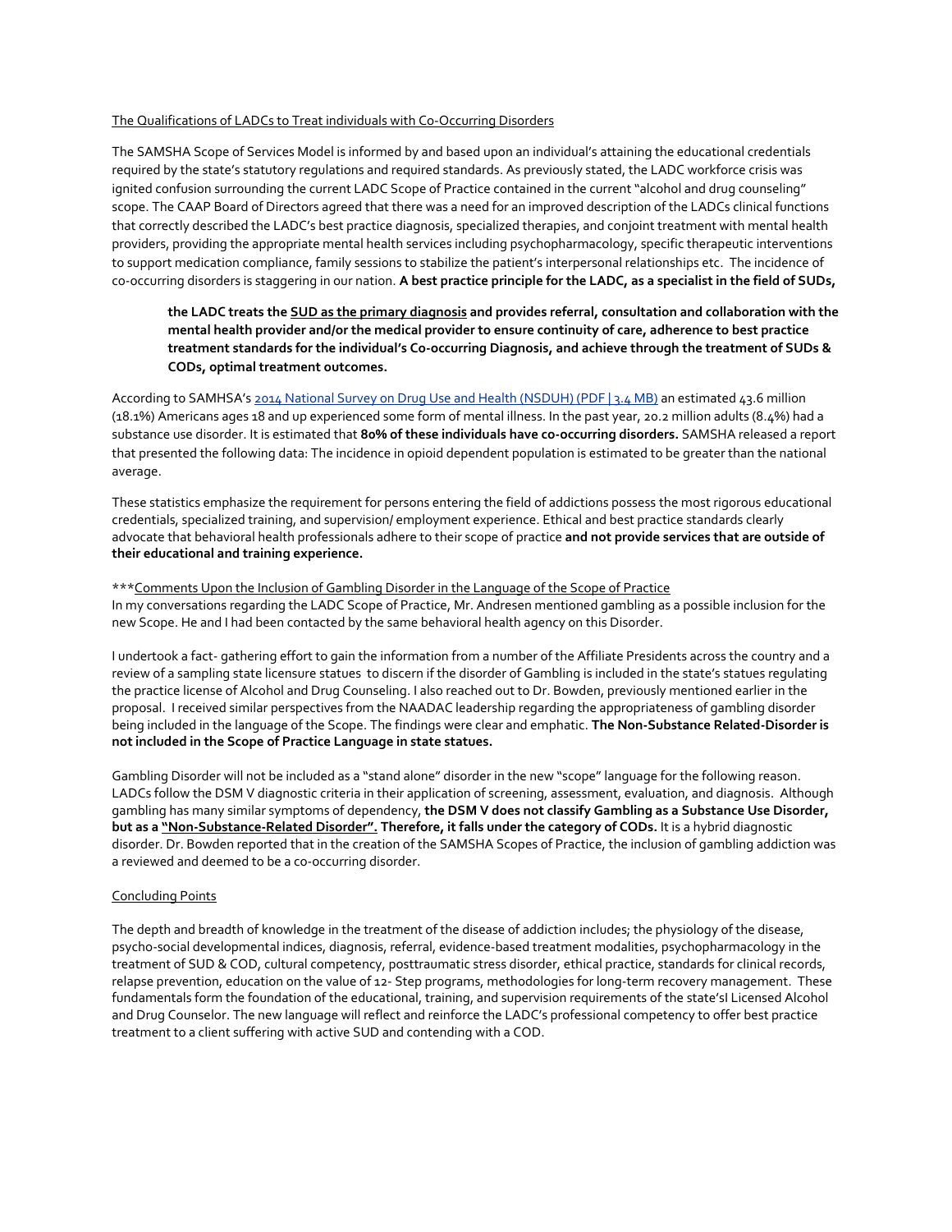The Qualifications of LADCs to Treat individuals with Co-Occurring Disorders

The SAMSHA Scope of Services Model is informed by and based upon an individual's attaining the educational credentials required by the state's statutory regulations and required standards. As previously stated, the LADC workforce crisis was ignited confusion surrounding the current LADC Scope of Practice contained in the current "alcohol and drug counseling" scope. The CAAP Board of Directors agreed that there was a need for an improved description of the LADCs clinical functions that correctly described the LADC's best practice diagnosis, specialized therapies, and conjoint treatment with mental health providers, providing the appropriate mental health services including psychopharmacology, specific therapeutic interventions to support medication compliance, family sessions to stabilize the patient's interpersonal relationships etc. The incidence of co-occurring disorders is staggering in our nation. **A best practice principle for the LADC, as a specialist in the field of SUDs,**

> **the LADC treats the SUD as the primary diagnosis and provides referral, consultation and collaboration with the mental health provider and/or the medical provider to ensure continuity of care, adherence to best practice treatment standards for the individual's Co-occurring Diagnosis, and achieve through the treatment of SUDs & CODs, optimal treatment outcomes.**

According to SAMHSA's 2014 National Survey on Drug Use and Health (NSDUH) (PDF | 3.4 MB) an estimated 43.6 million (18.1%) Americans ages 18 and up experienced some form of mental illness. In the past year, 20.2 million adults (8.4%) had a substance use disorder. It is estimated that **80% of these individuals have co-occurring disorders.** SAMSHA released a report that presented the following data: The incidence in opioid dependent population is estimated to be greater than the national average.

These statistics emphasize the requirement for persons entering the field of addictions possess the most rigorous educational credentials, specialized training, and supervision/ employment experience. Ethical and best practice standards clearly advocate that behavioral health professionals adhere to their scope of practice **and not provide services that are outside of their educational and training experience.**

***Comments Upon the Inclusion of Gambling Disorder in the Language of the Scope of Practice
In my conversations regarding the LADC Scope of Practice, Mr. Andresen mentioned gambling as a possible inclusion for the new Scope. He and I had been contacted by the same behavioral health agency on this Disorder.

I undertook a fact- gathering effort to gain the information from a number of the Affiliate Presidents across the country and a review of a sampling state licensure statues to discern if the disorder of Gambling is included in the state's statues regulating the practice license of Alcohol and Drug Counseling. I also reached out to Dr. Bowden, previously mentioned earlier in the proposal. I received similar perspectives from the NAADAC leadership regarding the appropriateness of gambling disorder being included in the language of the Scope. The findings were clear and emphatic. **The Non-Substance Related-Disorder is not included in the Scope of Practice Language in state statues.**

Gambling Disorder will not be included as a "stand alone" disorder in the new "scope" language for the following reason. LADCs follow the DSM V diagnostic criteria in their application of screening, assessment, evaluation, and diagnosis. Although gambling has many similar symptoms of dependency, **the DSM V does not classify Gambling as a Substance Use Disorder, but as a "Non-Substance-Related Disorder". Therefore, it falls under the category of CODs.** It is a hybrid diagnostic disorder. Dr. Bowden reported that in the creation of the SAMSHA Scopes of Practice, the inclusion of gambling addiction was a reviewed and deemed to be a co-occurring disorder.

Concluding Points

The depth and breadth of knowledge in the treatment of the disease of addiction includes; the physiology of the disease, psycho-social developmental indices, diagnosis, referral, evidence-based treatment modalities, psychopharmacology in the treatment of SUD & COD, cultural competency, posttraumatic stress disorder, ethical practice, standards for clinical records, relapse prevention, education on the value of 12- Step programs, methodologies for long-term recovery management. These fundamentals form the foundation of the educational, training, and supervision requirements of the state'sI Licensed Alcohol and Drug Counselor. The new language will reflect and reinforce the LADC's professional competency to offer best practice treatment to a client suffering with active SUD and contending with a COD.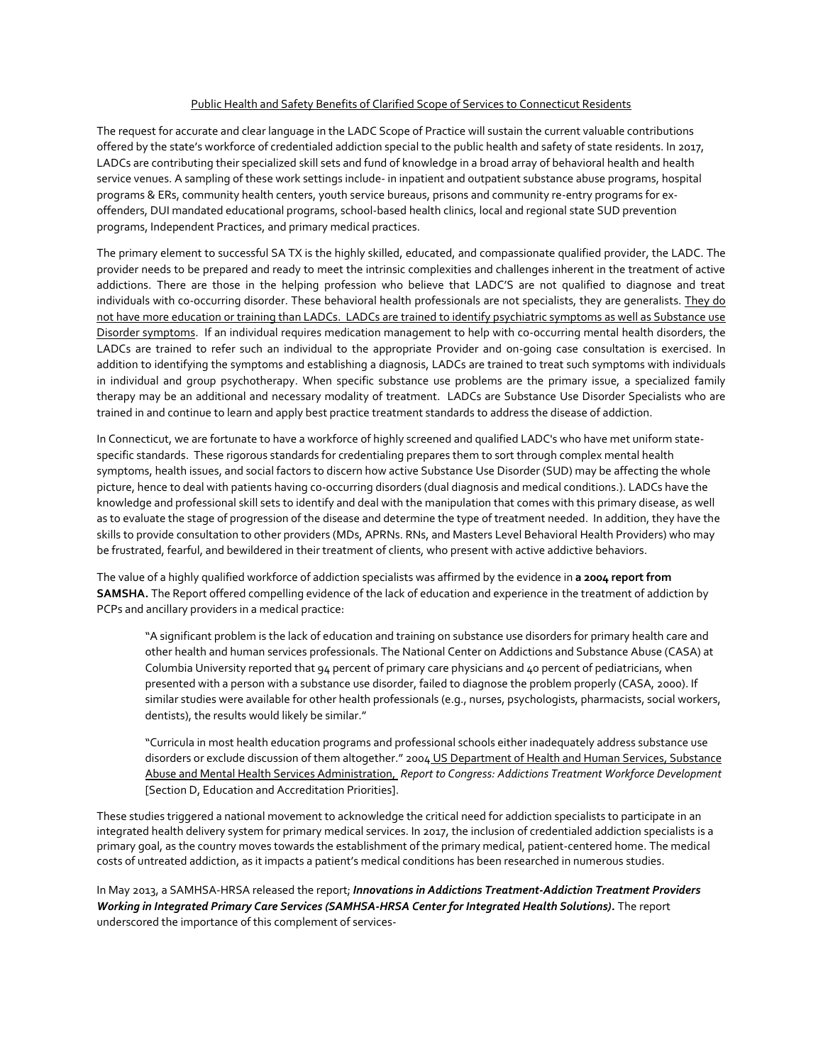Public Health and Safety Benefits of Clarified Scope of Services to Connecticut Residents

The request for accurate and clear language in the LADC Scope of Practice will sustain the current valuable contributions offered by the state's workforce of credentialed addiction special to the public health and safety of state residents. In 2017, LADCs are contributing their specialized skill sets and fund of knowledge in a broad array of behavioral health and health service venues. A sampling of these work settings include- in inpatient and outpatient substance abuse programs, hospital programs & ERs, community health centers, youth service bureaus, prisons and community re-entry programs for ex-offenders, DUI mandated educational programs, school-based health clinics, local and regional state SUD prevention programs, Independent Practices, and primary medical practices.

The primary element to successful SA TX is the highly skilled, educated, and compassionate qualified provider, the LADC. The provider needs to be prepared and ready to meet the intrinsic complexities and challenges inherent in the treatment of active addictions. There are those in the helping profession who believe that LADC'S are not qualified to diagnose and treat individuals with co-occurring disorder. These behavioral health professionals are not specialists, they are generalists. <u>They do not have more education or training than LADCs. LADCs are trained to identify psychiatric symptoms as well as Substance use Disorder symptoms</u>. If an individual requires medication management to help with co-occurring mental health disorders, the LADCs are trained to refer such an individual to the appropriate Provider and on-going case consultation is exercised. In addition to identifying the symptoms and establishing a diagnosis, LADCs are trained to treat such symptoms with individuals in individual and group psychotherapy. When specific substance use problems are the primary issue, a specialized family therapy may be an additional and necessary modality of treatment. LADCs are Substance Use Disorder Specialists who are trained in and continue to learn and apply best practice treatment standards to address the disease of addiction.

In Connecticut, we are fortunate to have a workforce of highly screened and qualified LADC's who have met uniform state-specific standards. These rigorous standards for credentialing prepares them to sort through complex mental health symptoms, health issues, and social factors to discern how active Substance Use Disorder (SUD) may be affecting the whole picture, hence to deal with patients having co-occurring disorders (dual diagnosis and medical conditions.). LADCs have the knowledge and professional skill sets to identify and deal with the manipulation that comes with this primary disease, as well as to evaluate the stage of progression of the disease and determine the type of treatment needed. In addition, they have the skills to provide consultation to other providers (MDs, APRNs. RNs, and Masters Level Behavioral Health Providers) who may be frustrated, fearful, and bewildered in their treatment of clients, who present with active addictive behaviors.

The value of a highly qualified workforce of addiction specialists was affirmed by the evidence in **a 2004 report from SAMSHA.** The Report offered compelling evidence of the lack of education and experience in the treatment of addiction by PCPs and ancillary providers in a medical practice:

> "A significant problem is the lack of education and training on substance use disorders for primary health care and other health and human services professionals. The National Center on Addictions and Substance Abuse (CASA) at Columbia University reported that 94 percent of primary care physicians and 40 percent of pediatricians, when presented with a person with a substance use disorder, failed to diagnose the problem properly (CASA, 2000). If similar studies were available for other health professionals (e.g., nurses, psychologists, pharmacists, social workers, dentists), the results would likely be similar."
>
> "Curricula in most health education programs and professional schools either inadequately address substance use disorders or exclude discussion of them altogether." 2004 <u>US Department of Health and Human Services, Substance Abuse and Mental Health Services Administration,</u> *Report to Congress: Addictions Treatment Workforce Development* [Section D, Education and Accreditation Priorities].

These studies triggered a national movement to acknowledge the critical need for addiction specialists to participate in an integrated health delivery system for primary medical services. In 2017, the inclusion of credentialed addiction specialists is a primary goal, as the country moves towards the establishment of the primary medical, patient-centered home. The medical costs of untreated addiction, as it impacts a patient's medical conditions has been researched in numerous studies.

In May 2013, a SAMHSA-HRSA released the report; ***Innovations in Addictions Treatment-Addiction Treatment Providers Working in Integrated Primary Care Services (SAMHSA-HRSA Center for Integrated Health Solutions).*** The report underscored the importance of this complement of services-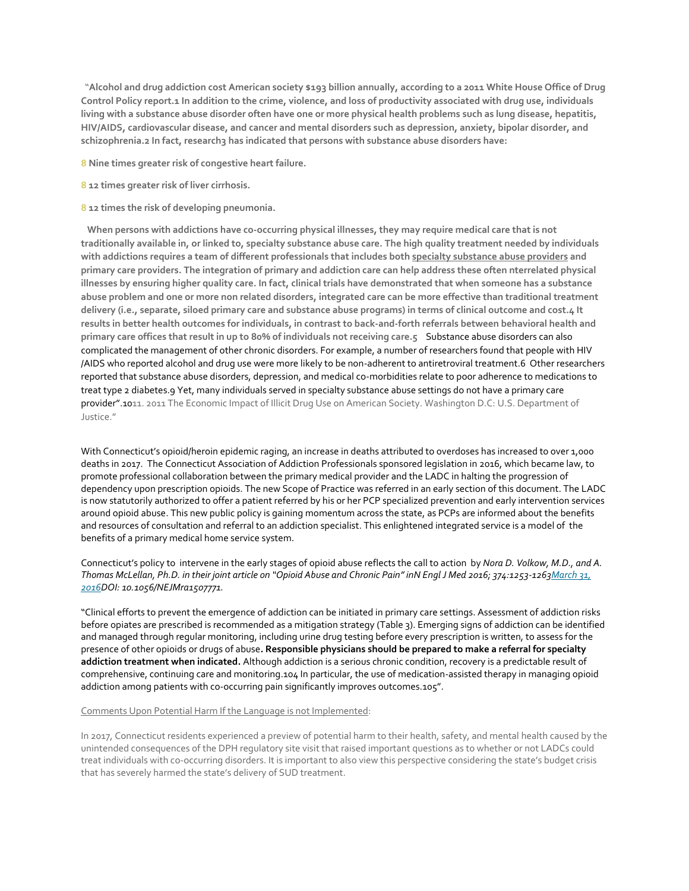"**Alcohol and drug addiction cost American society $193 billion annually, according to a 2011 White House Office of Drug Control Policy report.1 In addition to the crime, violence, and loss of productivity associated with drug use, individuals living with a substance abuse disorder often have one or more physical health problems such as lung disease, hepatitis, HIV/AIDS, cardiovascular disease, and cancer and mental disorders such as depression, anxiety, bipolar disorder, and schizophrenia.2 In fact, research3 has indicated that persons with substance abuse disorders have:**

8 **Nine times greater risk of congestive heart failure.**

8 **12 times greater risk of liver cirrhosis.**

8 **12 times the risk of developing pneumonia.**

**When persons with addictions have co-occurring physical illnesses, they may require medical care that is not traditionally available in, or linked to, specialty substance abuse care. The high quality treatment needed by individuals with addictions requires a team of different professionals that includes both specialty substance abuse providers and primary care providers. The integration of primary and addiction care can help address these often nterrelated physical illnesses by ensuring higher quality care. In fact, clinical trials have demonstrated that when someone has a substance abuse problem and one or more non related disorders, integrated care can be more effective than traditional treatment delivery (i.e., separate, siloed primary care and substance abuse programs) in terms of clinical outcome and cost.4 It results in better health outcomes for individuals, in contrast to back-and-forth referrals between behavioral health and primary care offices that result in up to 80% of individuals not receiving care.5** Substance abuse disorders can also complicated the management of other chronic disorders. For example, a number of researchers found that people with HIV /AIDS who reported alcohol and drug use were more likely to be non-adherent to antiretroviral treatment.6 Other researchers reported that substance abuse disorders, depression, and medical co-morbidities relate to poor adherence to medications to treat type 2 diabetes.9 Yet, many individuals served in specialty substance abuse settings do not have a primary care provider".1011. 2011 The Economic Impact of Illicit Drug Use on American Society. Washington D.C: U.S. Department of Justice."

With Connecticut's opioid/heroin epidemic raging, an increase in deaths attributed to overdoses has increased to over 1,000 deaths in 2017. The Connecticut Association of Addiction Professionals sponsored legislation in 2016, which became law, to promote professional collaboration between the primary medical provider and the LADC in halting the progression of dependency upon prescription opioids. The new Scope of Practice was referred in an early section of this document. The LADC is now statutorily authorized to offer a patient referred by his or her PCP specialized prevention and early intervention services around opioid abuse. This new public policy is gaining momentum across the state, as PCPs are informed about the benefits and resources of consultation and referral to an addiction specialist. This enlightened integrated service is a model of the benefits of a primary medical home service system.

Connecticut's policy to intervene in the early stages of opioid abuse reflects the call to action by *Nora D. Volkow, M.D., and A. Thomas McLellan, Ph.D. in their joint article on "Opioid Abuse and Chronic Pain" inN Engl J Med 2016; 374:1253-1263March 31, 2016DOI: 10.1056/NEJMra1507771.*

"Clinical efforts to prevent the emergence of addiction can be initiated in primary care settings. Assessment of addiction risks before opiates are prescribed is recommended as a mitigation strategy (Table 3). Emerging signs of addiction can be identified and managed through regular monitoring, including urine drug testing before every prescription is written, to assess for the presence of other opioids or drugs of abuse**. Responsible physicians should be prepared to make a referral for specialty addiction treatment when indicated.** Although addiction is a serious chronic condition, recovery is a predictable result of comprehensive, continuing care and monitoring.104 In particular, the use of medication-assisted therapy in managing opioid addiction among patients with co-occurring pain significantly improves outcomes.105".

Comments Upon Potential Harm If the Language is not Implemented:

In 2017, Connecticut residents experienced a preview of potential harm to their health, safety, and mental health caused by the unintended consequences of the DPH regulatory site visit that raised important questions as to whether or not LADCs could treat individuals with co-occurring disorders. It is important to also view this perspective considering the state's budget crisis that has severely harmed the state's delivery of SUD treatment.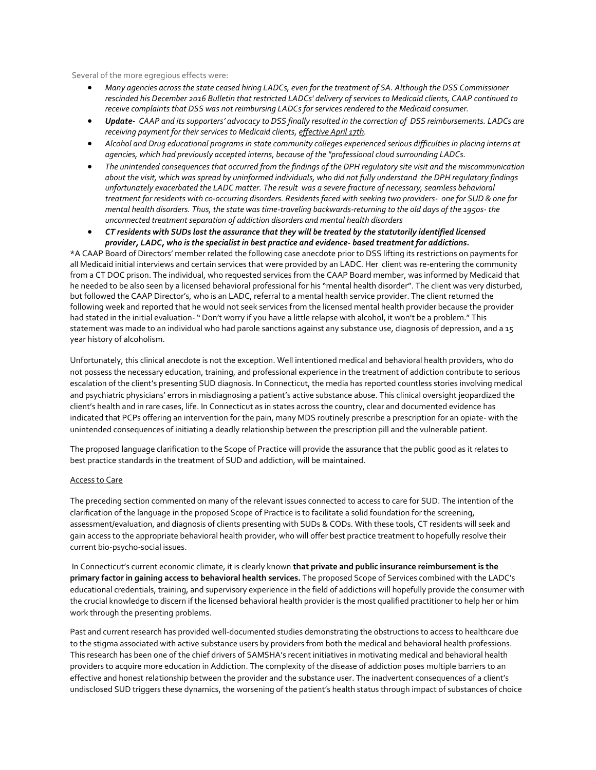Several of the more egregious effects were:

- *Many agencies across the state ceased hiring LADCs, even for the treatment of SA. Although the DSS Commissioner rescinded his December 2016 Bulletin that restricted LADCs' delivery of services to Medicaid clients, CAAP continued to receive complaints that DSS was not reimbursing LADCs for services rendered to the Medicaid consumer.*
- ***Update-*** *CAAP and its supporters' advocacy to DSS finally resulted in the correction of DSS reimbursements. LADCs are receiving payment for their services to Medicaid clients, effective April 17th.*
- *Alcohol and Drug educational programs in state community colleges experienced serious difficulties in placing interns at agencies, which had previously accepted interns, because of the "professional cloud surrounding LADCs.*
- *The unintended consequences that occurred from the findings of the DPH regulatory site visit and the miscommunication about the visit, which was spread by uninformed individuals, who did not fully understand the DPH regulatory findings unfortunately exacerbated the LADC matter. The result was a severe fracture of necessary, seamless behavioral treatment for residents with co-occurring disorders. Residents faced with seeking two providers- one for SUD & one for mental health disorders. Thus, the state was time-traveling backwards-returning to the old days of the 1950s- the unconnected treatment separation of addiction disorders and mental health disorders*
- ***CT residents with SUDs lost the assurance that they will be treated by the statutorily identified licensed provider, LADC, who is the specialist in best practice and evidence- based treatment for addictions.***

*A CAAP Board of Directors' member related the following case anecdote prior to DSS lifting its restrictions on payments for all Medicaid initial interviews and certain services that were provided by an LADC. Her client was re-entering the community from a CT DOC prison. The individual, who requested services from the CAAP Board member, was informed by Medicaid that he needed to be also seen by a licensed behavioral professional for his "mental health disorder". The client was very disturbed, but followed the CAAP Director's, who is an LADC, referral to a mental health service provider. The client returned the following week and reported that he would not seek services from the licensed mental health provider because the provider had stated in the initial evaluation- " Don't worry if you have a little relapse with alcohol, it won't be a problem." This statement was made to an individual who had parole sanctions against any substance use, diagnosis of depression, and a 15 year history of alcoholism.

Unfortunately, this clinical anecdote is not the exception. Well intentioned medical and behavioral health providers, who do not possess the necessary education, training, and professional experience in the treatment of addiction contribute to serious escalation of the client's presenting SUD diagnosis. In Connecticut, the media has reported countless stories involving medical and psychiatric physicians' errors in misdiagnosing a patient's active substance abuse. This clinical oversight jeopardized the client's health and in rare cases, life. In Connecticut as in states across the country, clear and documented evidence has indicated that PCPs offering an intervention for the pain, many MDS routinely prescribe a prescription for an opiate- with the unintended consequences of initiating a deadly relationship between the prescription pill and the vulnerable patient.

The proposed language clarification to the Scope of Practice will provide the assurance that the public good as it relates to best practice standards in the treatment of SUD and addiction, will be maintained.

Access to Care

The preceding section commented on many of the relevant issues connected to access to care for SUD. The intention of the clarification of the language in the proposed Scope of Practice is to facilitate a solid foundation for the screening, assessment/evaluation, and diagnosis of clients presenting with SUDs & CODs. With these tools, CT residents will seek and gain access to the appropriate behavioral health provider, who will offer best practice treatment to hopefully resolve their current bio-psycho-social issues.

In Connecticut's current economic climate, it is clearly known **that private and public insurance reimbursement is the primary factor in gaining access to behavioral health services.** The proposed Scope of Services combined with the LADC's educational credentials, training, and supervisory experience in the field of addictions will hopefully provide the consumer with the crucial knowledge to discern if the licensed behavioral health provider is the most qualified practitioner to help her or him work through the presenting problems.

Past and current research has provided well-documented studies demonstrating the obstructions to access to healthcare due to the stigma associated with active substance users by providers from both the medical and behavioral health professions. This research has been one of the chief drivers of SAMSHA's recent initiatives in motivating medical and behavioral health providers to acquire more education in Addiction. The complexity of the disease of addiction poses multiple barriers to an effective and honest relationship between the provider and the substance user. The inadvertent consequences of a client's undisclosed SUD triggers these dynamics, the worsening of the patient's health status through impact of substances of choice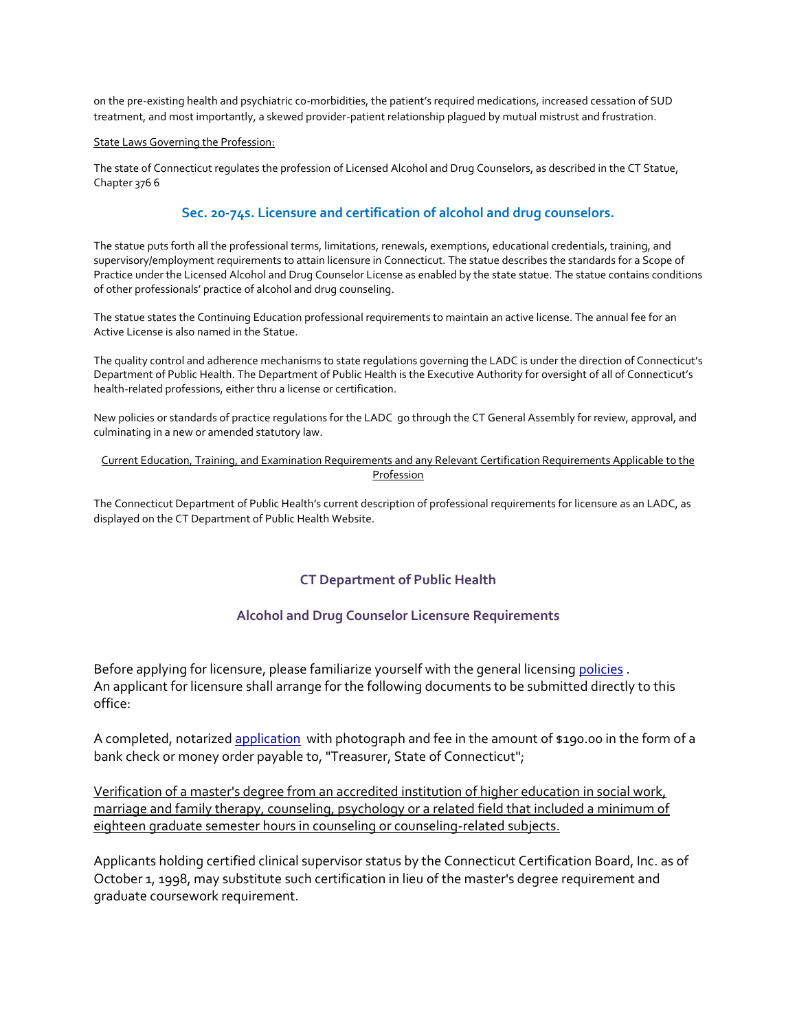on the pre-existing health and psychiatric co-morbidities, the patient's required medications, increased cessation of SUD treatment, and most importantly, a skewed provider-patient relationship plagued by mutual mistrust and frustration.

<u>State Laws Governing the Profession:</u>

The state of Connecticut regulates the profession of Licensed Alcohol and Drug Counselors, as described in the CT Statue, Chapter 376 6

### Sec. 20-74s. Licensure and certification of alcohol and drug counselors.

The statue puts forth all the professional terms, limitations, renewals, exemptions, educational credentials, training, and supervisory/employment requirements to attain licensure in Connecticut. The statue describes the standards for a Scope of Practice under the Licensed Alcohol and Drug Counselor License as enabled by the state statue. The statue contains conditions of other professionals' practice of alcohol and drug counseling.

The statue states the Continuing Education professional requirements to maintain an active license. The annual fee for an Active License is also named in the Statue.

The quality control and adherence mechanisms to state regulations governing the LADC is under the direction of Connecticut's Department of Public Health. The Department of Public Health is the Executive Authority for oversight of all of Connecticut's health-related professions, either thru a license or certification.

New policies or standards of practice regulations for the LADC go through the CT General Assembly for review, approval, and culminating in a new or amended statutory law.

<u>Current Education, Training, and Examination Requirements and any Relevant Certification Requirements Applicable to the Profession</u>

The Connecticut Department of Public Health's current description of professional requirements for licensure as an LADC, as displayed on the CT Department of Public Health Website.

### CT Department of Public Health

### Alcohol and Drug Counselor Licensure Requirements

Before applying for licensure, please familiarize yourself with the general licensing policies .
An applicant for licensure shall arrange for the following documents to be submitted directly to this office:

A completed, notarized application with photograph and fee in the amount of $190.00 in the form of a bank check or money order payable to, "Treasurer, State of Connecticut";

<u>Verification of a master's degree from an accredited institution of higher education in social work, marriage and family therapy, counseling, psychology or a related field that included a minimum of eighteen graduate semester hours in counseling or counseling-related subjects.</u>

Applicants holding certified clinical supervisor status by the Connecticut Certification Board, Inc. as of October 1, 1998, may substitute such certification in lieu of the master's degree requirement and graduate coursework requirement.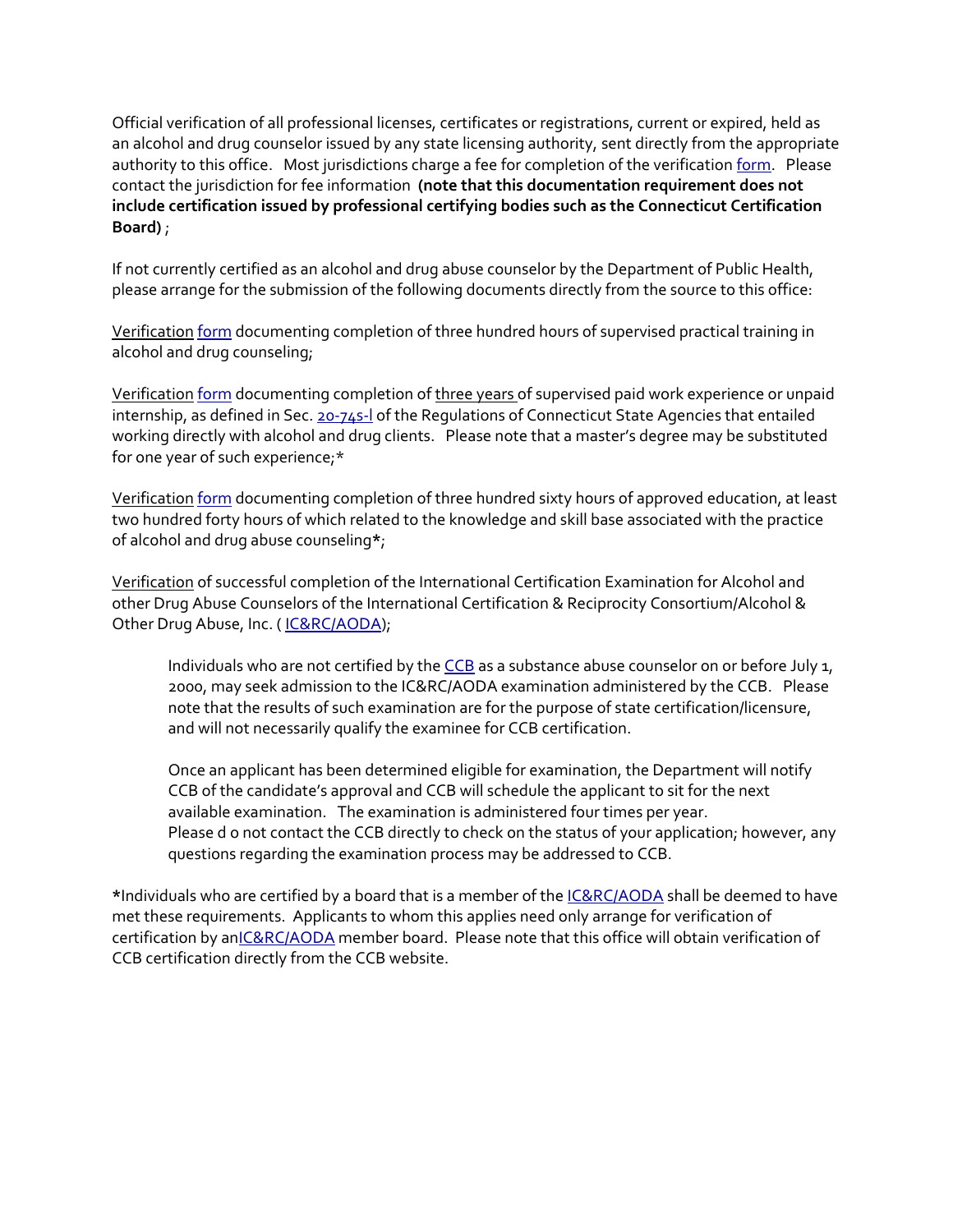Official verification of all professional licenses, certificates or registrations, current or expired, held as an alcohol and drug counselor issued by any state licensing authority, sent directly from the appropriate authority to this office. Most jurisdictions charge a fee for completion of the verification form. Please contact the jurisdiction for fee information **(note that this documentation requirement does not include certification issued by professional certifying bodies such as the Connecticut Certification Board)** ;

If not currently certified as an alcohol and drug abuse counselor by the Department of Public Health, please arrange for the submission of the following documents directly from the source to this office:

Verification form documenting completion of three hundred hours of supervised practical training in alcohol and drug counseling;

Verification form documenting completion of three years of supervised paid work experience or unpaid internship, as defined in Sec. 20-74s-l of the Regulations of Connecticut State Agencies that entailed working directly with alcohol and drug clients. Please note that a master's degree may be substituted for one year of such experience;*

Verification form documenting completion of three hundred sixty hours of approved education, at least two hundred forty hours of which related to the knowledge and skill base associated with the practice of alcohol and drug abuse counseling*;

Verification of successful completion of the International Certification Examination for Alcohol and other Drug Abuse Counselors of the International Certification & Reciprocity Consortium/Alcohol & Other Drug Abuse, Inc. ( IC&RC/AODA);

> Individuals who are not certified by the CCB as a substance abuse counselor on or before July 1, 2000, may seek admission to the IC&RC/AODA examination administered by the CCB. Please note that the results of such examination are for the purpose of state certification/licensure, and will not necessarily qualify the examinee for CCB certification.
>
> Once an applicant has been determined eligible for examination, the Department will notify CCB of the candidate's approval and CCB will schedule the applicant to sit for the next available examination. The examination is administered four times per year. Please d o not contact the CCB directly to check on the status of your application; however, any questions regarding the examination process may be addressed to CCB.

*Individuals who are certified by a board that is a member of the IC&RC/AODA shall be deemed to have met these requirements. Applicants to whom this applies need only arrange for verification of certification by anIC&RC/AODA member board. Please note that this office will obtain verification of CCB certification directly from the CCB website.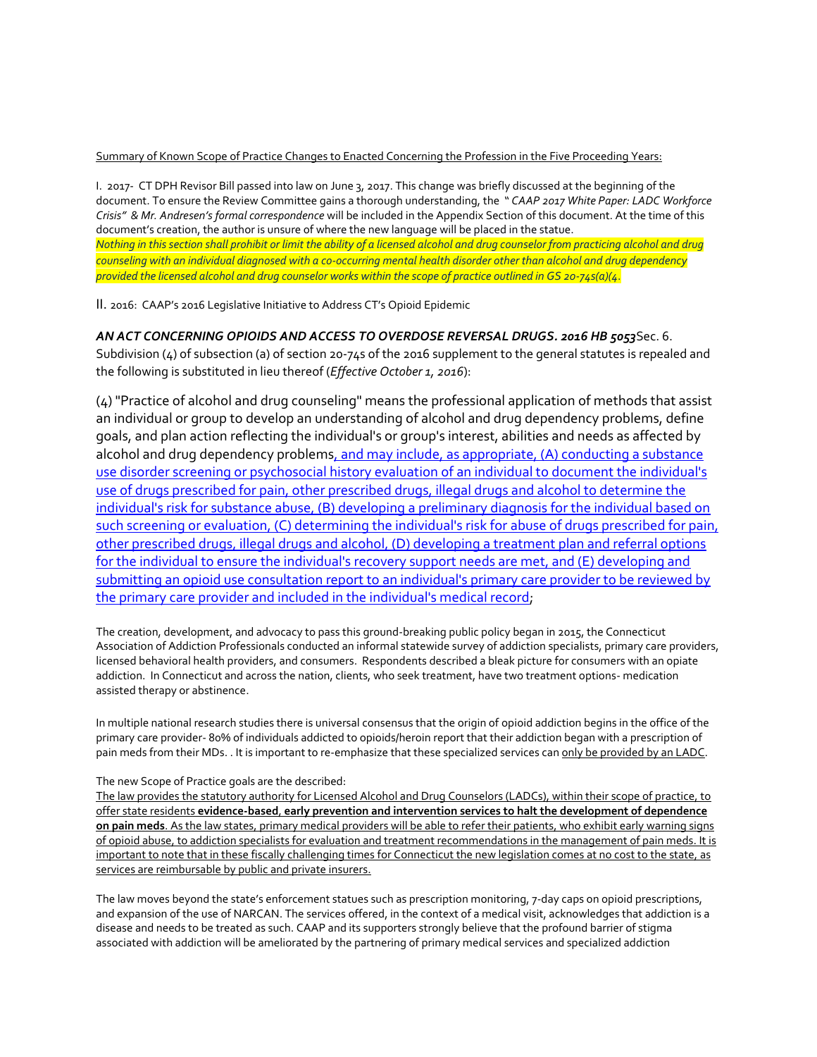Summary of Known Scope of Practice Changes to Enacted Concerning the Profession in the Five Proceeding Years:

I. 2017- CT DPH Revisor Bill passed into law on June 3, 2017. This change was briefly discussed at the beginning of the document. To ensure the Review Committee gains a thorough understanding, the " *CAAP 2017 White Paper: LADC Workforce Crisis" & Mr. Andresen's formal correspondence* will be included in the Appendix Section of this document. At the time of this document's creation, the author is unsure of where the new language will be placed in the statue.

*Nothing in this section shall prohibit or limit the ability of a licensed alcohol and drug counselor from practicing alcohol and drug counseling with an individual diagnosed with a co-occurring mental health disorder other than alcohol and drug dependency provided the licensed alcohol and drug counselor works within the scope of practice outlined in GS 20-74s(a)(4.*

II. 2016: CAAP's 2016 Legislative Initiative to Address CT's Opioid Epidemic

***AN ACT CONCERNING OPIOIDS AND ACCESS TO OVERDOSE REVERSAL DRUGS. 2016 HB 5053*** Sec. 6. Subdivision (4) of subsection (a) of section 20-74s of the 2016 supplement to the general statutes is repealed and the following is substituted in lieu thereof (*Effective October 1, 2016*):

(4) "Practice of alcohol and drug counseling" means the professional application of methods that assist an individual or group to develop an understanding of alcohol and drug dependency problems, define goals, and plan action reflecting the individual's or group's interest, abilities and needs as affected by alcohol and drug dependency problems, and may include, as appropriate, (A) conducting a substance use disorder screening or psychosocial history evaluation of an individual to document the individual's use of drugs prescribed for pain, other prescribed drugs, illegal drugs and alcohol to determine the individual's risk for substance abuse, (B) developing a preliminary diagnosis for the individual based on such screening or evaluation, (C) determining the individual's risk for abuse of drugs prescribed for pain, other prescribed drugs, illegal drugs and alcohol, (D) developing a treatment plan and referral options for the individual to ensure the individual's recovery support needs are met, and (E) developing and submitting an opioid use consultation report to an individual's primary care provider to be reviewed by the primary care provider and included in the individual's medical record;

The creation, development, and advocacy to pass this ground-breaking public policy began in 2015, the Connecticut Association of Addiction Professionals conducted an informal statewide survey of addiction specialists, primary care providers, licensed behavioral health providers, and consumers. Respondents described a bleak picture for consumers with an opiate addiction. In Connecticut and across the nation, clients, who seek treatment, have two treatment options- medication assisted therapy or abstinence.

In multiple national research studies there is universal consensus that the origin of opioid addiction begins in the office of the primary care provider- 80% of individuals addicted to opioids/heroin report that their addiction began with a prescription of pain meds from their MDs. . It is important to re-emphasize that these specialized services can only be provided by an LADC.

The new Scope of Practice goals are the described:
The law provides the statutory authority for Licensed Alcohol and Drug Counselors (LADCs), within their scope of practice, to offer state residents **evidence-based, early prevention and intervention services to halt the development of dependence on pain meds**. As the law states, primary medical providers will be able to refer their patients, who exhibit early warning signs of opioid abuse, to addiction specialists for evaluation and treatment recommendations in the management of pain meds. It is important to note that in these fiscally challenging times for Connecticut the new legislation comes at no cost to the state, as services are reimbursable by public and private insurers.

The law moves beyond the state's enforcement statues such as prescription monitoring, 7-day caps on opioid prescriptions, and expansion of the use of NARCAN. The services offered, in the context of a medical visit, acknowledges that addiction is a disease and needs to be treated as such. CAAP and its supporters strongly believe that the profound barrier of stigma associated with addiction will be ameliorated by the partnering of primary medical services and specialized addiction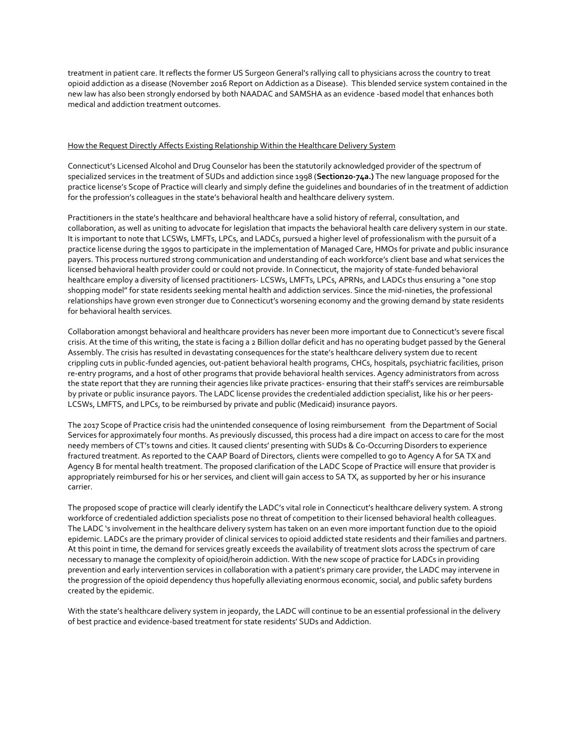treatment in patient care. It reflects the former US Surgeon General's rallying call to physicians across the country to treat opioid addiction as a disease (November 2016 Report on Addiction as a Disease). This blended service system contained in the new law has also been strongly endorsed by both NAADAC and SAMSHA as an evidence -based model that enhances both medical and addiction treatment outcomes.

<u>How the Request Directly Affects Existing Relationship Within the Healthcare Delivery System</u>

Connecticut's Licensed Alcohol and Drug Counselor has been the statutorily acknowledged provider of the spectrum of specialized services in the treatment of SUDs and addiction since 1998 (**Section20-74a.)** The new language proposed for the practice license's Scope of Practice will clearly and simply define the guidelines and boundaries of in the treatment of addiction for the profession's colleagues in the state's behavioral health and healthcare delivery system.

Practitioners in the state's healthcare and behavioral healthcare have a solid history of referral, consultation, and collaboration, as well as uniting to advocate for legislation that impacts the behavioral health care delivery system in our state. It is important to note that LCSWs, LMFTs, LPCs, and LADCs, pursued a higher level of professionalism with the pursuit of a practice license during the 1990s to participate in the implementation of Managed Care, HMOs for private and public insurance payers. This process nurtured strong communication and understanding of each workforce's client base and what services the licensed behavioral health provider could or could not provide. In Connecticut, the majority of state-funded behavioral healthcare employ a diversity of licensed practitioners- LCSWs, LMFTs, LPCs, APRNs, and LADCs thus ensuring a "one stop shopping model" for state residents seeking mental health and addiction services. Since the mid-nineties, the professional relationships have grown even stronger due to Connecticut's worsening economy and the growing demand by state residents for behavioral health services.

Collaboration amongst behavioral and healthcare providers has never been more important due to Connecticut's severe fiscal crisis. At the time of this writing, the state is facing a 2 Billion dollar deficit and has no operating budget passed by the General Assembly. The crisis has resulted in devastating consequences for the state's healthcare delivery system due to recent crippling cuts in public-funded agencies, out-patient behavioral health programs, CHCs, hospitals, psychiatric facilities, prison re-entry programs, and a host of other programs that provide behavioral health services. Agency administrators from across the state report that they are running their agencies like private practices- ensuring that their staff's services are reimbursable by private or public insurance payors. The LADC license provides the credentialed addiction specialist, like his or her peers- LCSWs, LMFTS, and LPCs, to be reimbursed by private and public (Medicaid) insurance payors.

The 2017 Scope of Practice crisis had the unintended consequence of losing reimbursement from the Department of Social Services for approximately four months. As previously discussed, this process had a dire impact on access to care for the most needy members of CT's towns and cities. It caused clients' presenting with SUDs & Co-Occurring Disorders to experience fractured treatment. As reported to the CAAP Board of Directors, clients were compelled to go to Agency A for SA TX and Agency B for mental health treatment. The proposed clarification of the LADC Scope of Practice will ensure that provider is appropriately reimbursed for his or her services, and client will gain access to SA TX, as supported by her or his insurance carrier.

The proposed scope of practice will clearly identify the LADC's vital role in Connecticut's healthcare delivery system. A strong workforce of credentialed addiction specialists pose no threat of competition to their licensed behavioral health colleagues. The LADC 's involvement in the healthcare delivery system has taken on an even more important function due to the opioid epidemic. LADCs are the primary provider of clinical services to opioid addicted state residents and their families and partners. At this point in time, the demand for services greatly exceeds the availability of treatment slots across the spectrum of care necessary to manage the complexity of opioid/heroin addiction. With the new scope of practice for LADCs in providing prevention and early intervention services in collaboration with a patient's primary care provider, the LADC may intervene in the progression of the opioid dependency thus hopefully alleviating enormous economic, social, and public safety burdens created by the epidemic.

With the state's healthcare delivery system in jeopardy, the LADC will continue to be an essential professional in the delivery of best practice and evidence-based treatment for state residents' SUDs and Addiction.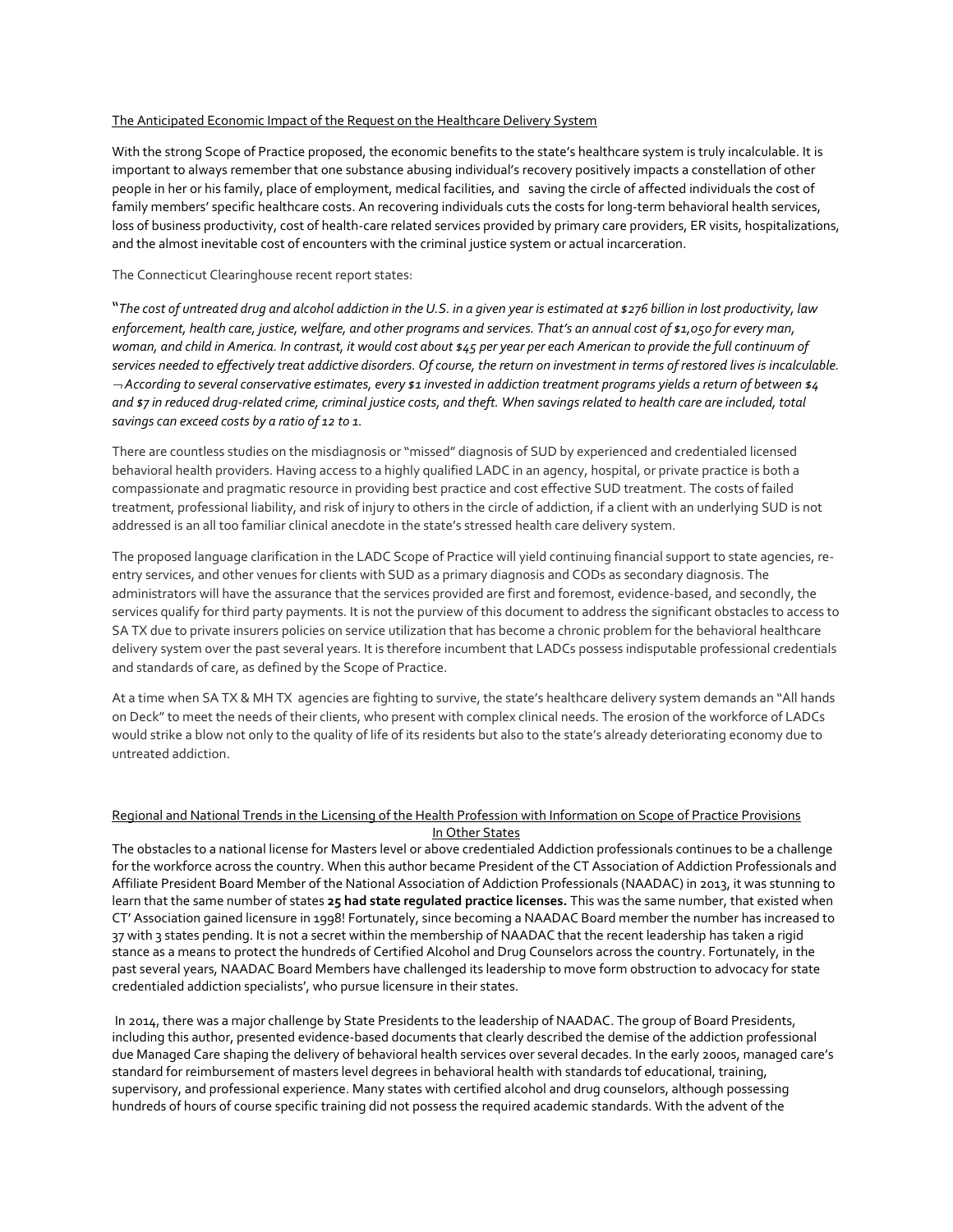The Anticipated Economic Impact of the Request on the Healthcare Delivery System

With the strong Scope of Practice proposed, the economic benefits to the state's healthcare system is truly incalculable. It is important to always remember that one substance abusing individual's recovery positively impacts a constellation of other people in her or his family, place of employment, medical facilities, and saving the circle of affected individuals the cost of family members' specific healthcare costs. An recovering individuals cuts the costs for long-term behavioral health services, loss of business productivity, cost of health-care related services provided by primary care providers, ER visits, hospitalizations, and the almost inevitable cost of encounters with the criminal justice system or actual incarceration.

The Connecticut Clearinghouse recent report states:

"*The cost of untreated drug and alcohol addiction in the U.S. in a given year is estimated at $276 billion in lost productivity, law enforcement, health care, justice, welfare, and other programs and services. That's an annual cost of $1,050 for every man, woman, and child in America. In contrast, it would cost about $45 per year per each American to provide the full continuum of services needed to effectively treat addictive disorders. Of course, the return on investment in terms of restored lives is incalculable. ¬ According to several conservative estimates, every $1 invested in addiction treatment programs yields a return of between $4 and $7 in reduced drug-related crime, criminal justice costs, and theft. When savings related to health care are included, total savings can exceed costs by a ratio of 12 to 1.*

There are countless studies on the misdiagnosis or "missed" diagnosis of SUD by experienced and credentialed licensed behavioral health providers. Having access to a highly qualified LADC in an agency, hospital, or private practice is both a compassionate and pragmatic resource in providing best practice and cost effective SUD treatment. The costs of failed treatment, professional liability, and risk of injury to others in the circle of addiction, if a client with an underlying SUD is not addressed is an all too familiar clinical anecdote in the state's stressed health care delivery system.

The proposed language clarification in the LADC Scope of Practice will yield continuing financial support to state agencies, re-entry services, and other venues for clients with SUD as a primary diagnosis and CODs as secondary diagnosis. The administrators will have the assurance that the services provided are first and foremost, evidence-based, and secondly, the services qualify for third party payments. It is not the purview of this document to address the significant obstacles to access to SA TX due to private insurers policies on service utilization that has become a chronic problem for the behavioral healthcare delivery system over the past several years. It is therefore incumbent that LADCs possess indisputable professional credentials and standards of care, as defined by the Scope of Practice.

At a time when SA TX & MH TX agencies are fighting to survive, the state's healthcare delivery system demands an "All hands on Deck" to meet the needs of their clients, who present with complex clinical needs. The erosion of the workforce of LADCs would strike a blow not only to the quality of life of its residents but also to the state's already deteriorating economy due to untreated addiction.

Regional and National Trends in the Licensing of the Health Profession with Information on Scope of Practice Provisions In Other States

The obstacles to a national license for Masters level or above credentialed Addiction professionals continues to be a challenge for the workforce across the country. When this author became President of the CT Association of Addiction Professionals and Affiliate President Board Member of the National Association of Addiction Professionals (NAADAC) in 2013, it was stunning to learn that the same number of states **25 had state regulated practice licenses.** This was the same number, that existed when CT' Association gained licensure in 1998! Fortunately, since becoming a NAADAC Board member the number has increased to 37 with 3 states pending. It is not a secret within the membership of NAADAC that the recent leadership has taken a rigid stance as a means to protect the hundreds of Certified Alcohol and Drug Counselors across the country. Fortunately, in the past several years, NAADAC Board Members have challenged its leadership to move form obstruction to advocacy for state credentialed addiction specialists', who pursue licensure in their states.

In 2014, there was a major challenge by State Presidents to the leadership of NAADAC. The group of Board Presidents, including this author, presented evidence-based documents that clearly described the demise of the addiction professional due Managed Care shaping the delivery of behavioral health services over several decades. In the early 2000s, managed care's standard for reimbursement of masters level degrees in behavioral health with standards tof educational, training, supervisory, and professional experience. Many states with certified alcohol and drug counselors, although possessing hundreds of hours of course specific training did not possess the required academic standards. With the advent of the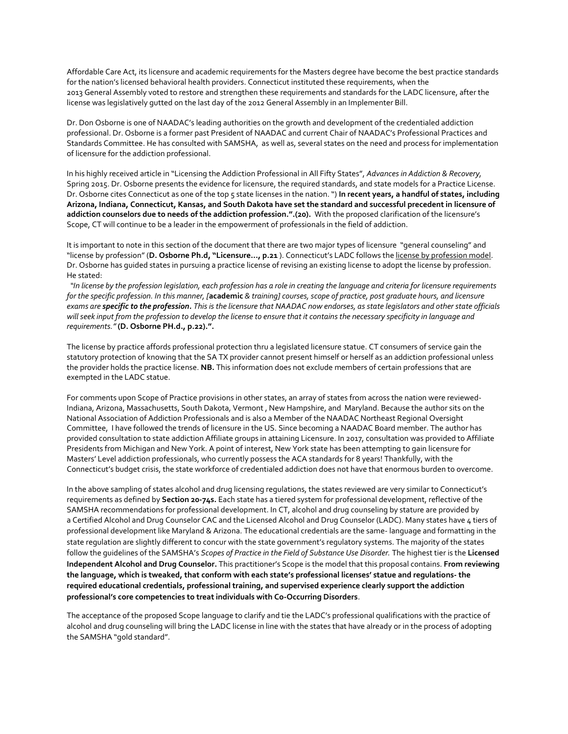Affordable Care Act, its licensure and academic requirements for the Masters degree have become the best practice standards for the nation's licensed behavioral health providers. Connecticut instituted these requirements, when the 2013 General Assembly voted to restore and strengthen these requirements and standards for the LADC licensure, after the license was legislatively gutted on the last day of the 2012 General Assembly in an Implementer Bill.

Dr. Don Osborne is one of NAADAC's leading authorities on the growth and development of the credentialed addiction professional. Dr. Osborne is a former past President of NAADAC and current Chair of NAADAC's Professional Practices and Standards Committee. He has consulted with SAMSHA, as well as, several states on the need and process for implementation of licensure for the addiction professional.

In his highly received article in "Licensing the Addiction Professional in All Fifty States", *Advances in Addiction & Recovery,* Spring 2015. Dr. Osborne presents the evidence for licensure, the required standards, and state models for a Practice License. Dr. Osborne cites Connecticut as one of the top 5 state licenses in the nation. ") **In recent years, a handful of states, including Arizona, Indiana, Connecticut, Kansas, and South Dakota have set the standard and successful precedent in licensure of addiction counselors due to needs of the addiction profession.".(20).** With the proposed clarification of the licensure's Scope, CT will continue to be a leader in the empowerment of professionals in the field of addiction.

It is important to note in this section of the document that there are two major types of licensure "general counseling" and "license by profession" (**D. Osborne Ph.d, "Licensure…, p.21** ). Connecticut's LADC follows the <u>license by profession model</u>. Dr. Osborne has guided states in pursuing a practice license of revising an existing license to adopt the license by profession. He stated:

*"In license by the profession legislation, each profession has a role in creating the language and criteria for licensure requirements for the specific profession. In this manner, [***academic** *& training] courses, scope of practice, post graduate hours, and licensure exams are* ***specific to the profession.*** *This is the licensure that NAADAC now endorses, as state legislators and other state officials will seek input from the profession to develop the license to ensure that it contains the necessary specificity in language and requirements."* **(D. Osborne PH.d., p.22).".**

The license by practice affords professional protection thru a legislated licensure statue. CT consumers of service gain the statutory protection of knowing that the SA TX provider cannot present himself or herself as an addiction professional unless the provider holds the practice license. **NB.** This information does not exclude members of certain professions that are exempted in the LADC statue.

For comments upon Scope of Practice provisions in other states, an array of states from across the nation were reviewed- Indiana, Arizona, Massachusetts, South Dakota, Vermont , New Hampshire, and Maryland. Because the author sits on the National Association of Addiction Professionals and is also a Member of the NAADAC Northeast Regional Oversight Committee, I have followed the trends of licensure in the US. Since becoming a NAADAC Board member. The author has provided consultation to state addiction Affiliate groups in attaining Licensure. In 2017, consultation was provided to Affiliate Presidents from Michigan and New York. A point of interest, New York state has been attempting to gain licensure for Masters' Level addiction professionals, who currently possess the ACA standards for 8 years! Thankfully, with the Connecticut's budget crisis, the state workforce of credentialed addiction does not have that enormous burden to overcome.

In the above sampling of states alcohol and drug licensing regulations, the states reviewed are very similar to Connecticut's requirements as defined by **Section 20-74s.** Each state has a tiered system for professional development, reflective of the SAMSHA recommendations for professional development. In CT, alcohol and drug counseling by stature are provided by a Certified Alcohol and Drug Counselor CAC and the Licensed Alcohol and Drug Counselor (LADC). Many states have 4 tiers of professional development like Maryland & Arizona. The educational credentials are the same- language and formatting in the state regulation are slightly different to concur with the state government's regulatory systems. The majority of the states follow the guidelines of the SAMSHA's *Scopes of Practice in the Field of Substance Use Disorder.* The highest tier is the **Licensed Independent Alcohol and Drug Counselor.** This practitioner's Scope is the model that this proposal contains. **From reviewing the language, which is tweaked, that conform with each state's professional licenses' statue and regulations- the required educational credentials, professional training, and supervised experience clearly support the addiction professional's core competencies to treat individuals with Co-Occurring Disorders**.

The acceptance of the proposed Scope language to clarify and tie the LADC's professional qualifications with the practice of alcohol and drug counseling will bring the LADC license in line with the states that have already or in the process of adopting the SAMSHA "gold standard".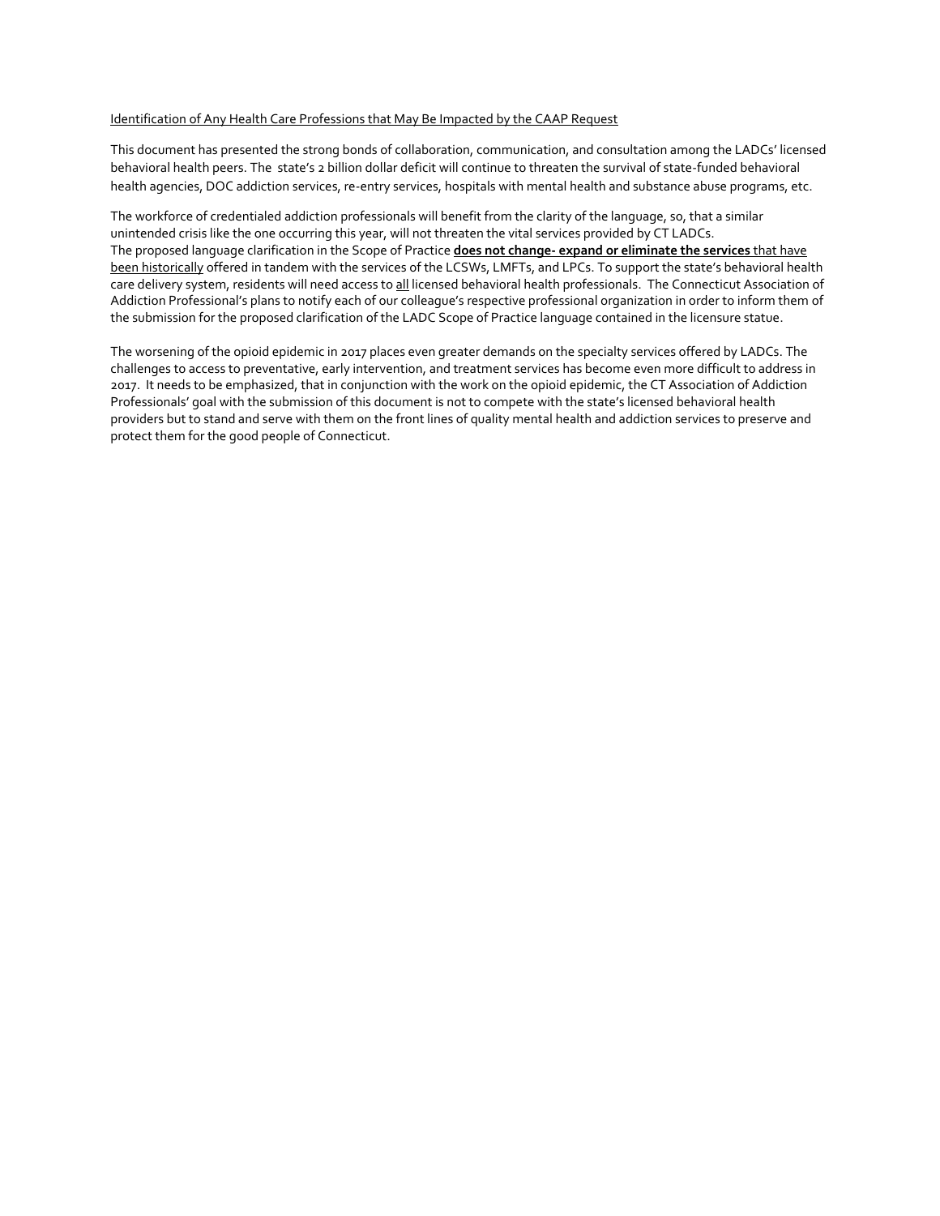Identification of Any Health Care Professions that May Be Impacted by the CAAP Request

This document has presented the strong bonds of collaboration, communication, and consultation among the LADCs' licensed behavioral health peers. The state's 2 billion dollar deficit will continue to threaten the survival of state-funded behavioral health agencies, DOC addiction services, re-entry services, hospitals with mental health and substance abuse programs, etc.

The workforce of credentialed addiction professionals will benefit from the clarity of the language, so, that a similar unintended crisis like the one occurring this year, will not threaten the vital services provided by CT LADCs.
The proposed language clarification in the Scope of Practice **does not change- expand or eliminate the services** that have been historically offered in tandem with the services of the LCSWs, LMFTs, and LPCs. To support the state's behavioral health care delivery system, residents will need access to all licensed behavioral health professionals. The Connecticut Association of Addiction Professional's plans to notify each of our colleague's respective professional organization in order to inform them of the submission for the proposed clarification of the LADC Scope of Practice language contained in the licensure statue.

The worsening of the opioid epidemic in 2017 places even greater demands on the specialty services offered by LADCs. The challenges to access to preventative, early intervention, and treatment services has become even more difficult to address in 2017. It needs to be emphasized, that in conjunction with the work on the opioid epidemic, the CT Association of Addiction Professionals' goal with the submission of this document is not to compete with the state's licensed behavioral health providers but to stand and serve with them on the front lines of quality mental health and addiction services to preserve and protect them for the good people of Connecticut.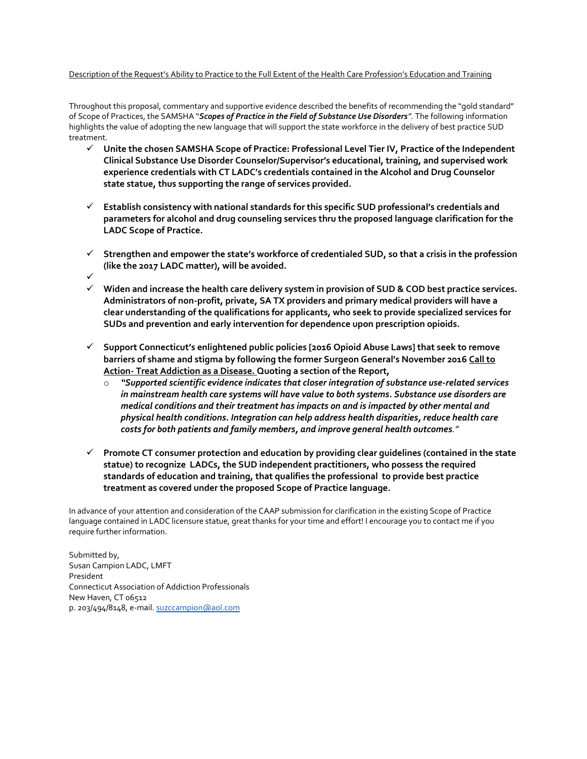Description of the Request's Ability to Practice to the Full Extent of the Health Care Profession's Education and Training

Throughout this proposal, commentary and supportive evidence described the benefits of recommending the "gold standard" of Scope of Practices, the SAMSHA "***Scopes of Practice in the Field of Substance Use Disorders***". The following information highlights the value of adopting the new language that will support the state workforce in the delivery of best practice SUD treatment.

- ✓ **Unite the chosen SAMSHA Scope of Practice: Professional Level Tier IV, Practice of the Independent Clinical Substance Use Disorder Counselor/Supervisor's educational, training, and supervised work experience credentials with CT LADC's credentials contained in the Alcohol and Drug Counselor state statue, thus supporting the range of services provided.**

- ✓ **Establish consistency with national standards for this specific SUD professional's credentials and parameters for alcohol and drug counseling services thru the proposed language clarification for the LADC Scope of Practice.**

- ✓ **Strengthen and empower the state's workforce of credentialed SUD, so that a crisis in the profession (like the 2017 LADC matter), will be avoided.**
- ✓
- ✓ **Widen and increase the health care delivery system in provision of SUD & COD best practice services. Administrators of non-profit, private, SA TX providers and primary medical providers will have a clear understanding of the qualifications for applicants, who seek to provide specialized services for SUDs and prevention and early intervention for dependence upon prescription opioids.**

- ✓ **Support Connecticut's enlightened public policies [2016 Opioid Abuse Laws] that seek to remove barriers of shame and stigma by following the former Surgeon General's November 2016 Call to Action- Treat Addiction as a Disease. Quoting a section of the Report,**
  - ***"Supported scientific evidence indicates that closer integration of substance use-related services in mainstream health care systems will have value to both systems. Substance use disorders are medical conditions and their treatment has impacts on and is impacted by other mental and physical health conditions. Integration can help address health disparities, reduce health care costs for both patients and family members, and improve general health outcomes."***

- ✓ **Promote CT consumer protection and education by providing clear guidelines (contained in the state statue) to recognize LADCs, the SUD independent practitioners, who possess the required standards of education and training, that qualifies the professional to provide best practice treatment as covered under the proposed Scope of Practice language.**

In advance of your attention and consideration of the CAAP submission for clarification in the existing Scope of Practice language contained in LADC licensure statue, great thanks for your time and effort! I encourage you to contact me if you require further information.

Submitted by,
Susan Campion LADC, LMFT
President
Connecticut Association of Addiction Professionals
New Haven, CT 06512
p. 203/494/8148, e-mail. suzccampion@aol.com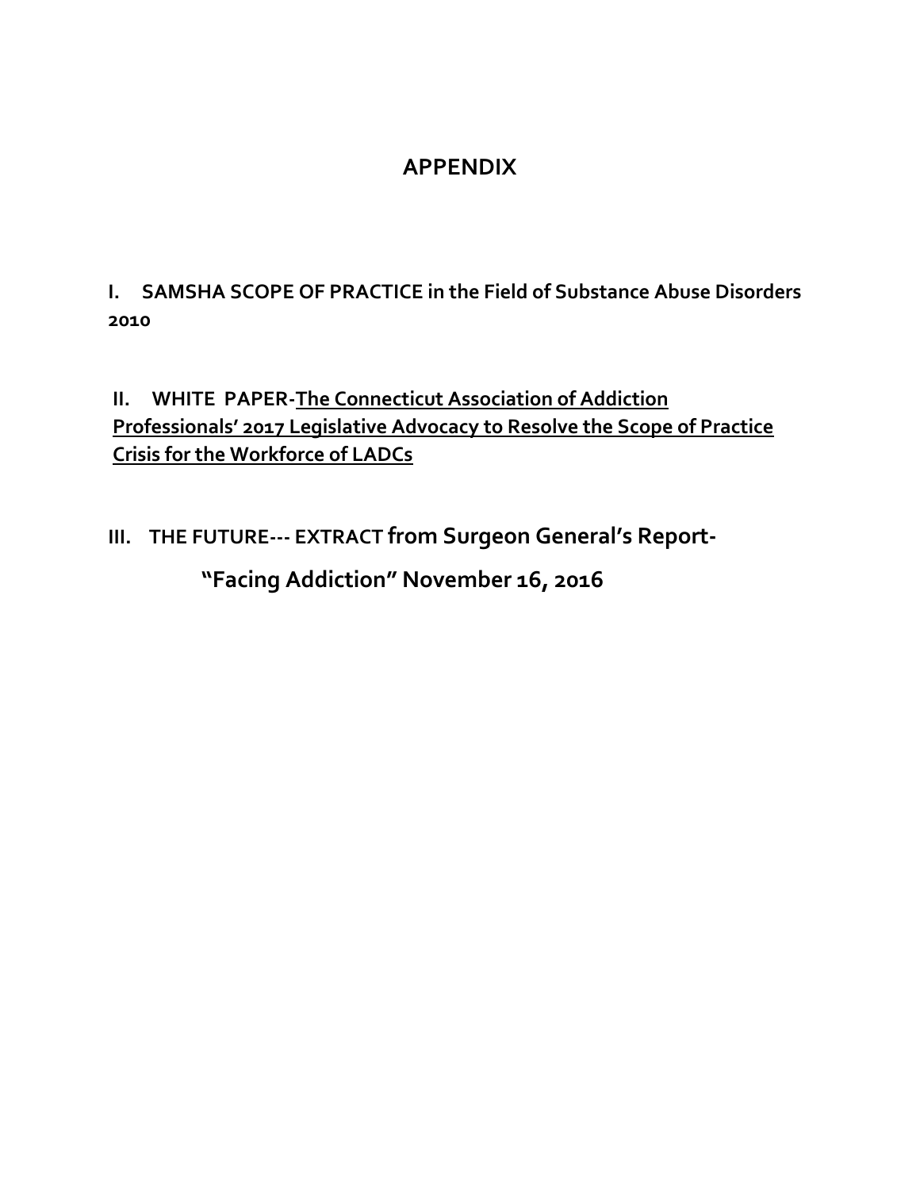# APPENDIX

**I. SAMSHA SCOPE OF PRACTICE in the Field of Substance Abuse Disorders 2010**

**II. WHITE PAPER-The Connecticut Association of Addiction Professionals' 2017 Legislative Advocacy to Resolve the Scope of Practice Crisis for the Workforce of LADCs**

**III. THE FUTURE--- EXTRACT from Surgeon General's Report- "Facing Addiction" November 16, 2016**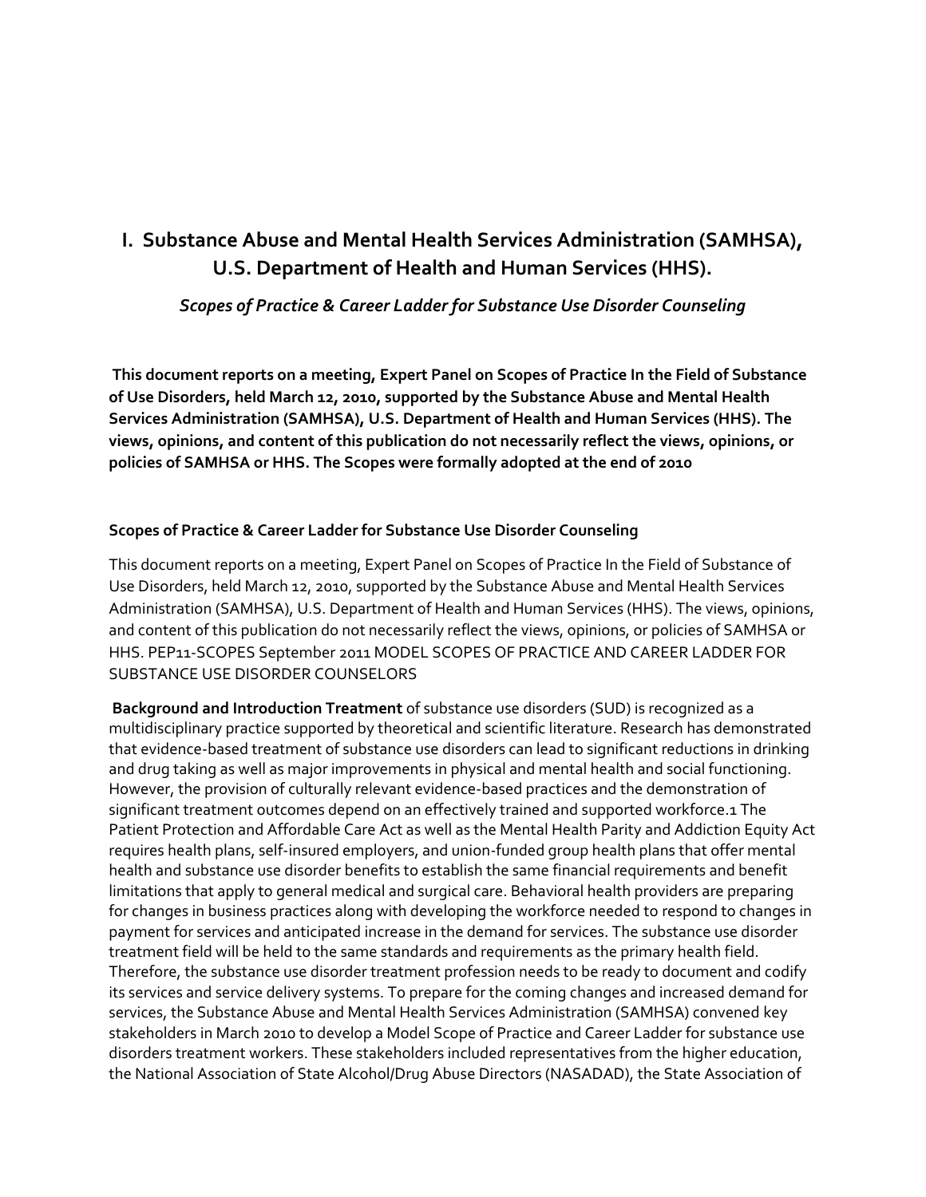## I. Substance Abuse and Mental Health Services Administration (SAMHSA), U.S. Department of Health and Human Services (HHS).

*Scopes of Practice & Career Ladder for Substance Use Disorder Counseling*

**This document reports on a meeting, Expert Panel on Scopes of Practice In the Field of Substance of Use Disorders, held March 12, 2010, supported by the Substance Abuse and Mental Health Services Administration (SAMHSA), U.S. Department of Health and Human Services (HHS). The views, opinions, and content of this publication do not necessarily reflect the views, opinions, or policies of SAMHSA or HHS. The Scopes were formally adopted at the end of 2010**

### Scopes of Practice & Career Ladder for Substance Use Disorder Counseling

This document reports on a meeting, Expert Panel on Scopes of Practice In the Field of Substance of Use Disorders, held March 12, 2010, supported by the Substance Abuse and Mental Health Services Administration (SAMHSA), U.S. Department of Health and Human Services (HHS). The views, opinions, and content of this publication do not necessarily reflect the views, opinions, or policies of SAMHSA or HHS. PEP11-SCOPES September 2011 MODEL SCOPES OF PRACTICE AND CAREER LADDER FOR SUBSTANCE USE DISORDER COUNSELORS

**Background and Introduction Treatment** of substance use disorders (SUD) is recognized as a multidisciplinary practice supported by theoretical and scientific literature. Research has demonstrated that evidence-based treatment of substance use disorders can lead to significant reductions in drinking and drug taking as well as major improvements in physical and mental health and social functioning. However, the provision of culturally relevant evidence-based practices and the demonstration of significant treatment outcomes depend on an effectively trained and supported workforce.1 The Patient Protection and Affordable Care Act as well as the Mental Health Parity and Addiction Equity Act requires health plans, self-insured employers, and union-funded group health plans that offer mental health and substance use disorder benefits to establish the same financial requirements and benefit limitations that apply to general medical and surgical care. Behavioral health providers are preparing for changes in business practices along with developing the workforce needed to respond to changes in payment for services and anticipated increase in the demand for services. The substance use disorder treatment field will be held to the same standards and requirements as the primary health field. Therefore, the substance use disorder treatment profession needs to be ready to document and codify its services and service delivery systems. To prepare for the coming changes and increased demand for services, the Substance Abuse and Mental Health Services Administration (SAMHSA) convened key stakeholders in March 2010 to develop a Model Scope of Practice and Career Ladder for substance use disorders treatment workers. These stakeholders included representatives from the higher education, the National Association of State Alcohol/Drug Abuse Directors (NASADAD), the State Association of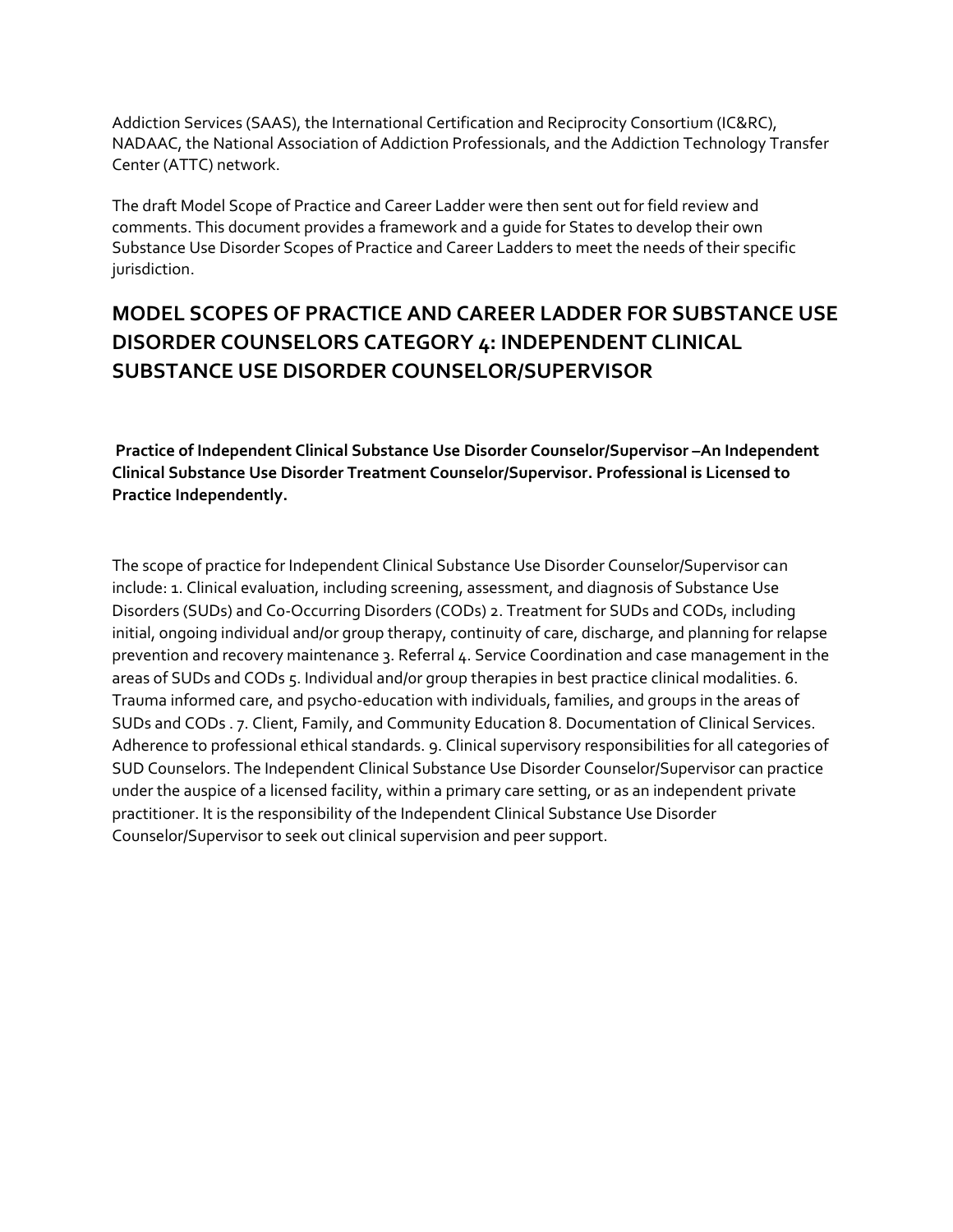Addiction Services (SAAS), the International Certification and Reciprocity Consortium (IC&RC), NADAAC, the National Association of Addiction Professionals, and the Addiction Technology Transfer Center (ATTC) network.

The draft Model Scope of Practice and Career Ladder were then sent out for field review and comments. This document provides a framework and a guide for States to develop their own Substance Use Disorder Scopes of Practice and Career Ladders to meet the needs of their specific jurisdiction.

## MODEL SCOPES OF PRACTICE AND CAREER LADDER FOR SUBSTANCE USE DISORDER COUNSELORS CATEGORY 4: INDEPENDENT CLINICAL SUBSTANCE USE DISORDER COUNSELOR/SUPERVISOR

**Practice of Independent Clinical Substance Use Disorder Counselor/Supervisor –An Independent Clinical Substance Use Disorder Treatment Counselor/Supervisor. Professional is Licensed to Practice Independently.**

The scope of practice for Independent Clinical Substance Use Disorder Counselor/Supervisor can include: 1. Clinical evaluation, including screening, assessment, and diagnosis of Substance Use Disorders (SUDs) and Co-Occurring Disorders (CODs) 2. Treatment for SUDs and CODs, including initial, ongoing individual and/or group therapy, continuity of care, discharge, and planning for relapse prevention and recovery maintenance 3. Referral 4. Service Coordination and case management in the areas of SUDs and CODs 5. Individual and/or group therapies in best practice clinical modalities. 6. Trauma informed care, and psycho-education with individuals, families, and groups in the areas of SUDs and CODs . 7. Client, Family, and Community Education 8. Documentation of Clinical Services. Adherence to professional ethical standards. 9. Clinical supervisory responsibilities for all categories of SUD Counselors. The Independent Clinical Substance Use Disorder Counselor/Supervisor can practice under the auspice of a licensed facility, within a primary care setting, or as an independent private practitioner. It is the responsibility of the Independent Clinical Substance Use Disorder Counselor/Supervisor to seek out clinical supervision and peer support.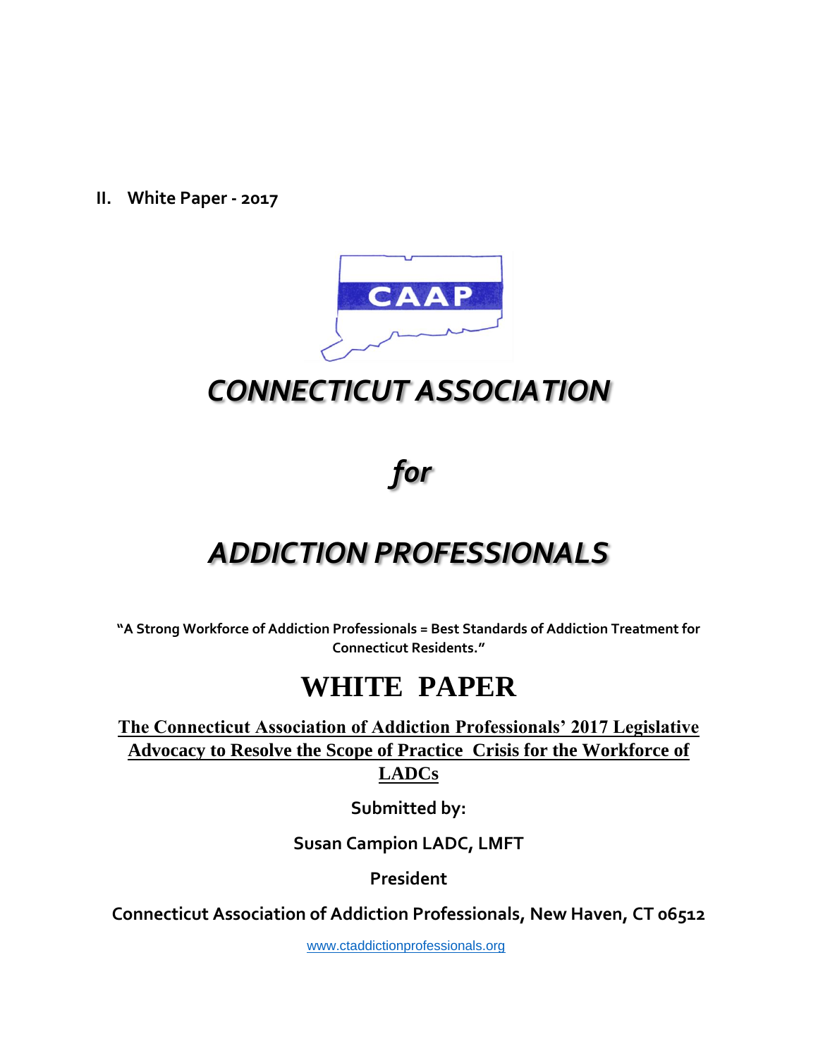**II. White Paper - 2017**

CAAP

# *CONNECTICUT ASSOCIATION*

# *for*

# *ADDICTION PROFESSIONALS*

**"A Strong Workforce of Addiction Professionals = Best Standards of Addiction Treatment for Connecticut Residents."**

# WHITE PAPER

**The Connecticut Association of Addiction Professionals' 2017 Legislative Advocacy to Resolve the Scope of Practice Crisis for the Workforce of LADCs**

**Submitted by:**

**Susan Campion LADC, LMFT**

**President**

**Connecticut Association of Addiction Professionals, New Haven, CT 06512**

www.ctaddictionprofessionals.org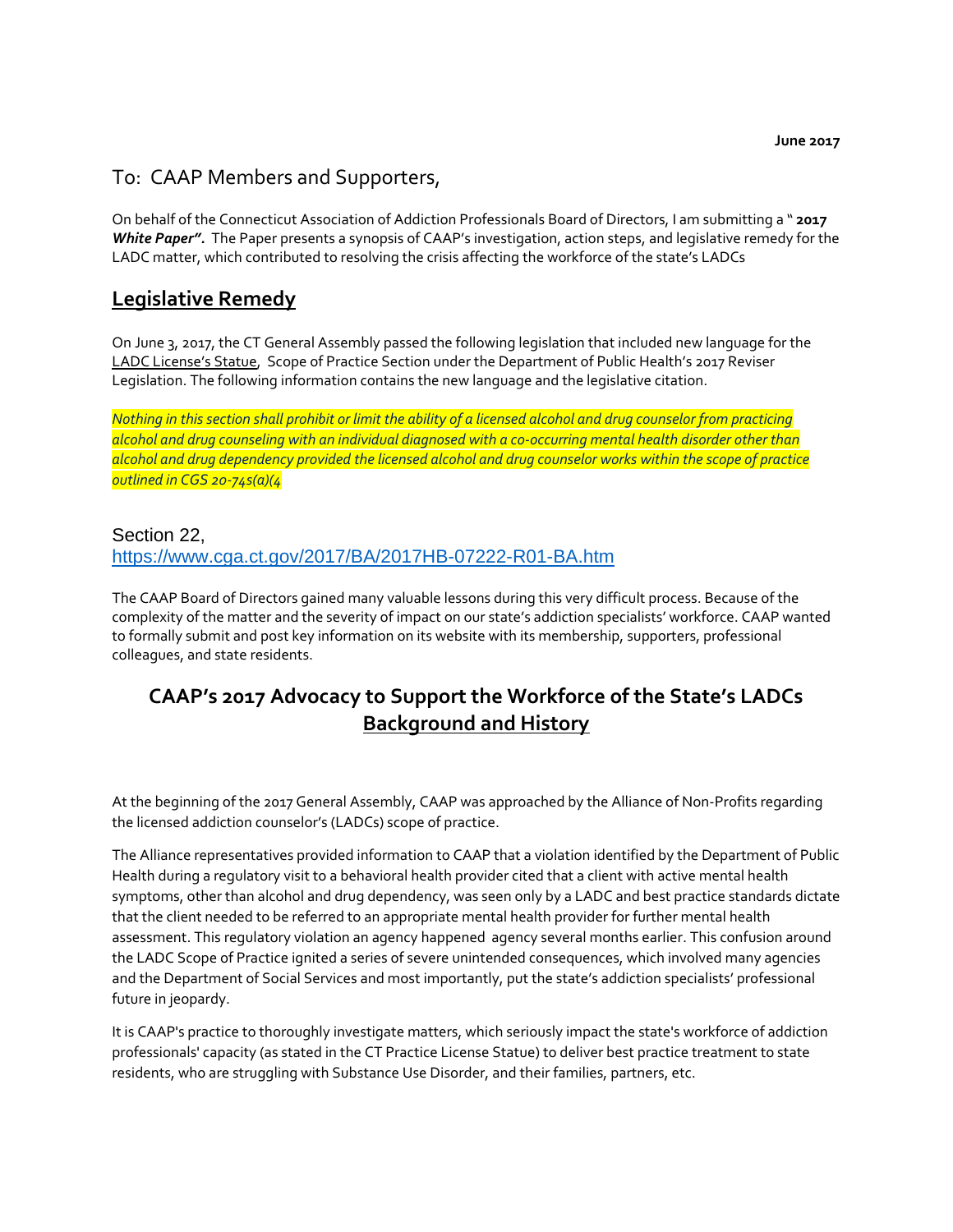**June 2017**

To: CAAP Members and Supporters,

On behalf of the Connecticut Association of Addiction Professionals Board of Directors, I am submitting a " **2017 *White Paper"***. The Paper presents a synopsis of CAAP's investigation, action steps, and legislative remedy for the LADC matter, which contributed to resolving the crisis affecting the workforce of the state's LADCs

## Legislative Remedy

On June 3, 2017, the CT General Assembly passed the following legislation that included new language for the LADC License's Statue, Scope of Practice Section under the Department of Public Health's 2017 Reviser Legislation. The following information contains the new language and the legislative citation.

*Nothing in this section shall prohibit or limit the ability of a licensed alcohol and drug counselor from practicing alcohol and drug counseling with an individual diagnosed with a co-occurring mental health disorder other than alcohol and drug dependency provided the licensed alcohol and drug counselor works within the scope of practice outlined in CGS 20-74s(a)(4*

Section 22,
https://www.cga.ct.gov/2017/BA/2017HB-07222-R01-BA.htm

The CAAP Board of Directors gained many valuable lessons during this very difficult process. Because of the complexity of the matter and the severity of impact on our state's addiction specialists' workforce. CAAP wanted to formally submit and post key information on its website with its membership, supporters, professional colleagues, and state residents.

## CAAP's 2017 Advocacy to Support the Workforce of the State's LADCs Background and History

At the beginning of the 2017 General Assembly, CAAP was approached by the Alliance of Non-Profits regarding the licensed addiction counselor's (LADCs) scope of practice.

The Alliance representatives provided information to CAAP that a violation identified by the Department of Public Health during a regulatory visit to a behavioral health provider cited that a client with active mental health symptoms, other than alcohol and drug dependency, was seen only by a LADC and best practice standards dictate that the client needed to be referred to an appropriate mental health provider for further mental health assessment. This regulatory violation an agency happened agency several months earlier. This confusion around the LADC Scope of Practice ignited a series of severe unintended consequences, which involved many agencies and the Department of Social Services and most importantly, put the state's addiction specialists' professional future in jeopardy.

It is CAAP's practice to thoroughly investigate matters, which seriously impact the state's workforce of addiction professionals' capacity (as stated in the CT Practice License Statue) to deliver best practice treatment to state residents, who are struggling with Substance Use Disorder, and their families, partners, etc.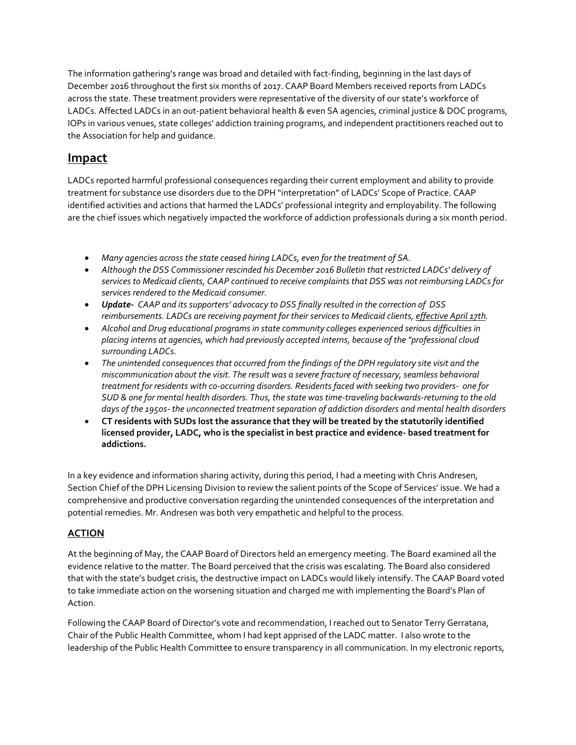The information gathering's range was broad and detailed with fact-finding, beginning in the last days of December 2016 throughout the first six months of 2017. CAAP Board Members received reports from LADCs across the state. These treatment providers were representative of the diversity of our state's workforce of LADCs. Affected LADCs in an out-patient behavioral health & even SA agencies, criminal justice & DOC programs, IOPs in various venues, state colleges' addiction training programs, and independent practitioners reached out to the Association for help and guidance.

## Impact

LADCs reported harmful professional consequences regarding their current employment and ability to provide treatment for substance use disorders due to the DPH "interpretation" of LADCs' Scope of Practice. CAAP identified activities and actions that harmed the LADCs' professional integrity and employability. The following are the chief issues which negatively impacted the workforce of addiction professionals during a six month period.

- *Many agencies across the state ceased hiring LADCs, even for the treatment of SA.*
- *Although the DSS Commissioner rescinded his December 2016 Bulletin that restricted LADCs' delivery of services to Medicaid clients, CAAP continued to receive complaints that DSS was not reimbursing LADCs for services rendered to the Medicaid consumer.*
- ***Update-*** *CAAP and its supporters' advocacy to DSS finally resulted in the correction of DSS reimbursements. LADCs are receiving payment for their services to Medicaid clients, effective April 17th.*
- *Alcohol and Drug educational programs in state community colleges experienced serious difficulties in placing interns at agencies, which had previously accepted interns, because of the "professional cloud surrounding LADCs.*
- *The unintended consequences that occurred from the findings of the DPH regulatory site visit and the miscommunication about the visit. The result was a severe fracture of necessary, seamless behavioral treatment for residents with co-occurring disorders. Residents faced with seeking two providers- one for SUD & one for mental health disorders. Thus, the state was time-traveling backwards-returning to the old days of the 1950s- the unconnected treatment separation of addiction disorders and mental health disorders*
- **CT residents with SUDs lost the assurance that they will be treated by the statutorily identified licensed provider, LADC, who is the specialist in best practice and evidence- based treatment for addictions.**

In a key evidence and information sharing activity, during this period, I had a meeting with Chris Andresen, Section Chief of the DPH Licensing Division to review the salient points of the Scope of Services' issue. We had a comprehensive and productive conversation regarding the unintended consequences of the interpretation and potential remedies. Mr. Andresen was both very empathetic and helpful to the process.

### ACTION

At the beginning of May, the CAAP Board of Directors held an emergency meeting. The Board examined all the evidence relative to the matter. The Board perceived that the crisis was escalating. The Board also considered that with the state's budget crisis, the destructive impact on LADCs would likely intensify. The CAAP Board voted to take immediate action on the worsening situation and charged me with implementing the Board's Plan of Action.

Following the CAAP Board of Director's vote and recommendation, I reached out to Senator Terry Gerratana, Chair of the Public Health Committee, whom I had kept apprised of the LADC matter. I also wrote to the leadership of the Public Health Committee to ensure transparency in all communication. In my electronic reports,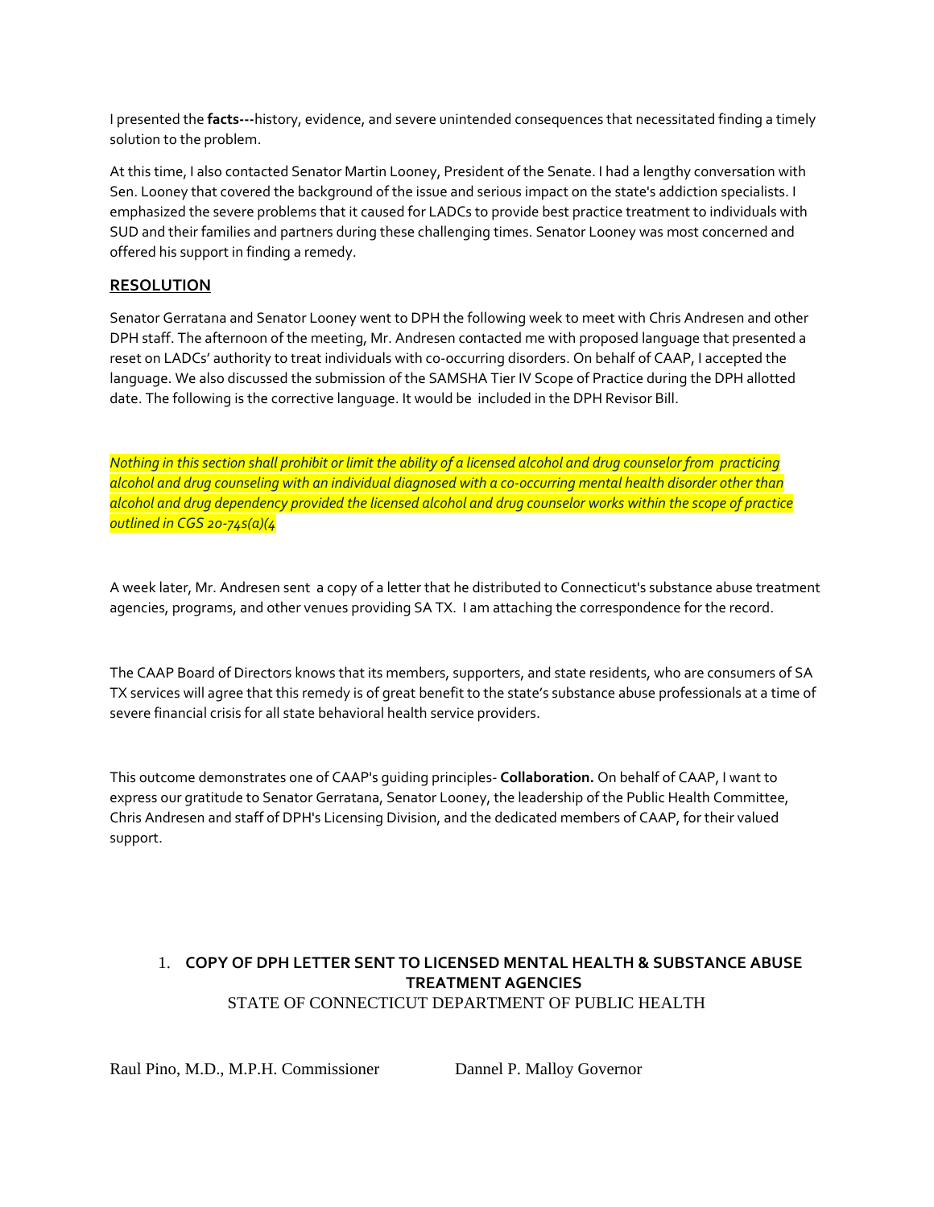I presented the **facts---**history, evidence, and severe unintended consequences that necessitated finding a timely solution to the problem.

At this time, I also contacted Senator Martin Looney, President of the Senate. I had a lengthy conversation with Sen. Looney that covered the background of the issue and serious impact on the state's addiction specialists. I emphasized the severe problems that it caused for LADCs to provide best practice treatment to individuals with SUD and their families and partners during these challenging times. Senator Looney was most concerned and offered his support in finding a remedy.

## RESOLUTION

Senator Gerratana and Senator Looney went to DPH the following week to meet with Chris Andresen and other DPH staff. The afternoon of the meeting, Mr. Andresen contacted me with proposed language that presented a reset on LADCs' authority to treat individuals with co-occurring disorders. On behalf of CAAP, I accepted the language. We also discussed the submission of the SAMSHA Tier IV Scope of Practice during the DPH allotted date. The following is the corrective language. It would be included in the DPH Revisor Bill.

*Nothing in this section shall prohibit or limit the ability of a licensed alcohol and drug counselor from practicing alcohol and drug counseling with an individual diagnosed with a co-occurring mental health disorder other than alcohol and drug dependency provided the licensed alcohol and drug counselor works within the scope of practice outlined in CGS 20-74s(a)(4*

A week later, Mr. Andresen sent a copy of a letter that he distributed to Connecticut's substance abuse treatment agencies, programs, and other venues providing SA TX. I am attaching the correspondence for the record.

The CAAP Board of Directors knows that its members, supporters, and state residents, who are consumers of SA TX services will agree that this remedy is of great benefit to the state's substance abuse professionals at a time of severe financial crisis for all state behavioral health service providers.

This outcome demonstrates one of CAAP's guiding principles- **Collaboration.** On behalf of CAAP, I want to express our gratitude to Senator Gerratana, Senator Looney, the leadership of the Public Health Committee, Chris Andresen and staff of DPH's Licensing Division, and the dedicated members of CAAP, for their valued support.

1. **COPY OF DPH LETTER SENT TO LICENSED MENTAL HEALTH & SUBSTANCE ABUSE TREATMENT AGENCIES**

STATE OF CONNECTICUT DEPARTMENT OF PUBLIC HEALTH

Raul Pino, M.D., M.P.H. Commissioner Dannel P. Malloy Governor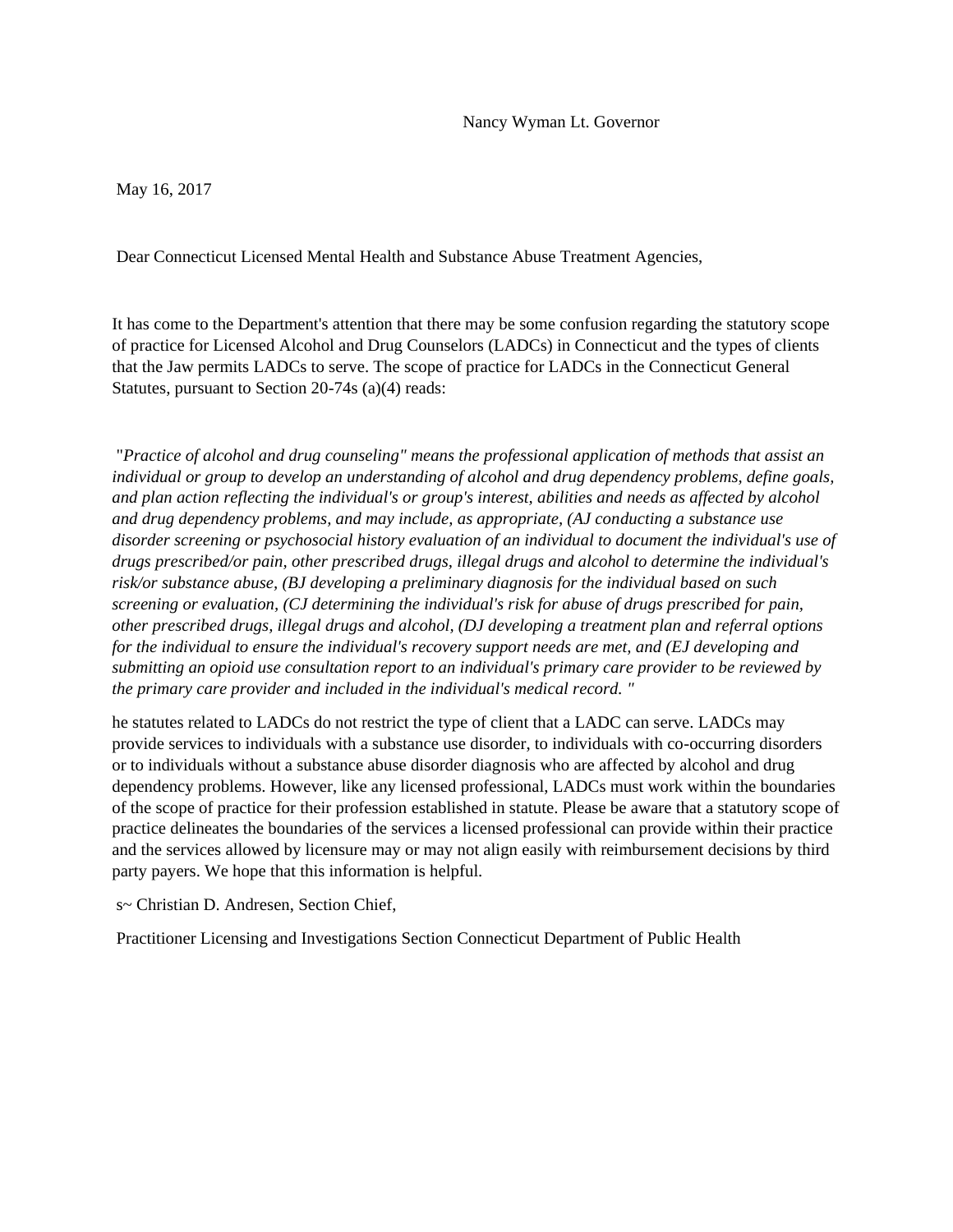Nancy Wyman Lt. Governor

May 16, 2017

Dear Connecticut Licensed Mental Health and Substance Abuse Treatment Agencies,

It has come to the Department's attention that there may be some confusion regarding the statutory scope of practice for Licensed Alcohol and Drug Counselors (LADCs) in Connecticut and the types of clients that the Jaw permits LADCs to serve. The scope of practice for LADCs in the Connecticut General Statutes, pursuant to Section 20-74s (a)(4) reads:

"*Practice of alcohol and drug counseling" means the professional application of methods that assist an individual or group to develop an understanding of alcohol and drug dependency problems, define goals, and plan action reflecting the individual's or group's interest, abilities and needs as affected by alcohol and drug dependency problems, and may include, as appropriate, (AJ conducting a substance use disorder screening or psychosocial history evaluation of an individual to document the individual's use of drugs prescribed/or pain, other prescribed drugs, illegal drugs and alcohol to determine the individual's risk/or substance abuse, (BJ developing a preliminary diagnosis for the individual based on such screening or evaluation, (CJ determining the individual's risk for abuse of drugs prescribed for pain, other prescribed drugs, illegal drugs and alcohol, (DJ developing a treatment plan and referral options for the individual to ensure the individual's recovery support needs are met, and (EJ developing and submitting an opioid use consultation report to an individual's primary care provider to be reviewed by the primary care provider and included in the individual's medical record. "*

he statutes related to LADCs do not restrict the type of client that a LADC can serve. LADCs may provide services to individuals with a substance use disorder, to individuals with co-occurring disorders or to individuals without a substance abuse disorder diagnosis who are affected by alcohol and drug dependency problems. However, like any licensed professional, LADCs must work within the boundaries of the scope of practice for their profession established in statute. Please be aware that a statutory scope of practice delineates the boundaries of the services a licensed professional can provide within their practice and the services allowed by licensure may or may not align easily with reimbursement decisions by third party payers. We hope that this information is helpful.

s~ Christian D. Andresen, Section Chief,

Practitioner Licensing and Investigations Section Connecticut Department of Public Health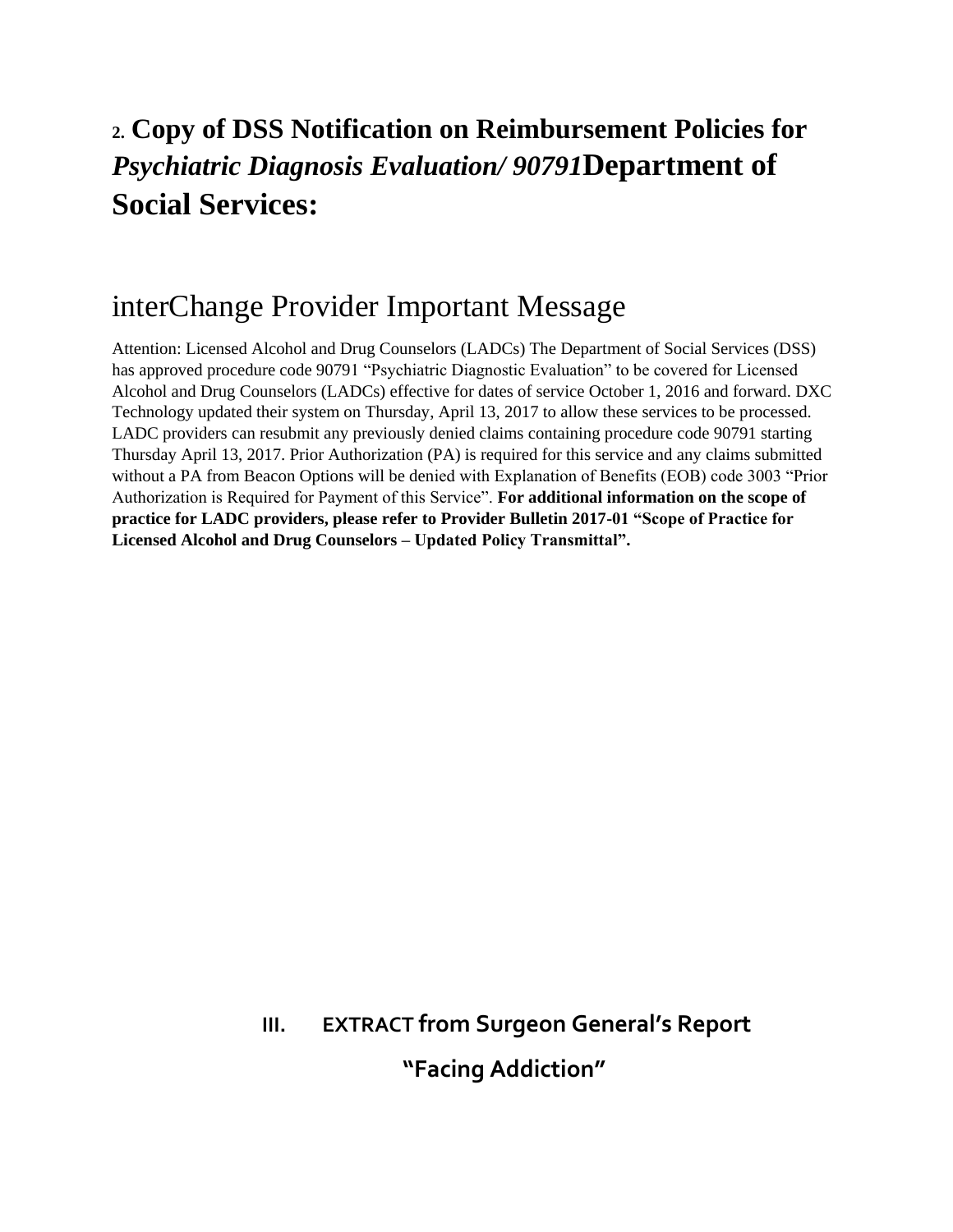## 2. Copy of DSS Notification on Reimbursement Policies for *Psychiatric Diagnosis Evaluation/ 90791* Department of Social Services:

# interChange Provider Important Message

Attention: Licensed Alcohol and Drug Counselors (LADCs) The Department of Social Services (DSS) has approved procedure code 90791 "Psychiatric Diagnostic Evaluation" to be covered for Licensed Alcohol and Drug Counselors (LADCs) effective for dates of service October 1, 2016 and forward. DXC Technology updated their system on Thursday, April 13, 2017 to allow these services to be processed. LADC providers can resubmit any previously denied claims containing procedure code 90791 starting Thursday April 13, 2017. Prior Authorization (PA) is required for this service and any claims submitted without a PA from Beacon Options will be denied with Explanation of Benefits (EOB) code 3003 "Prior Authorization is Required for Payment of this Service". **For additional information on the scope of practice for LADC providers, please refer to Provider Bulletin 2017-01 "Scope of Practice for Licensed Alcohol and Drug Counselors – Updated Policy Transmittal".**

## III. EXTRACT from Surgeon General's Report "Facing Addiction"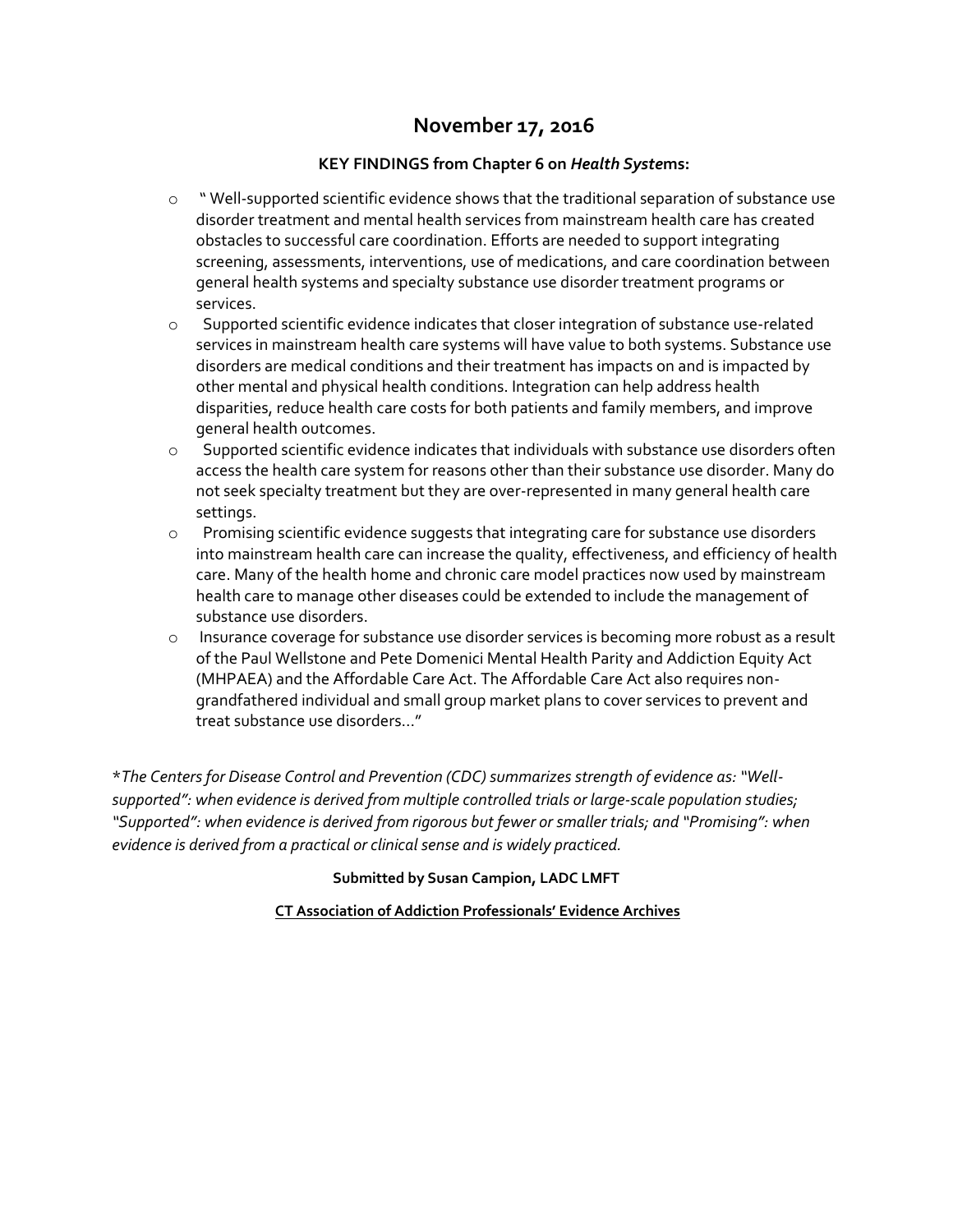## November 17, 2016

**KEY FINDINGS from Chapter 6 on *Health Syste*ms:**

- " Well-supported scientific evidence shows that the traditional separation of substance use disorder treatment and mental health services from mainstream health care has created obstacles to successful care coordination. Efforts are needed to support integrating screening, assessments, interventions, use of medications, and care coordination between general health systems and specialty substance use disorder treatment programs or services.
- Supported scientific evidence indicates that closer integration of substance use-related services in mainstream health care systems will have value to both systems. Substance use disorders are medical conditions and their treatment has impacts on and is impacted by other mental and physical health conditions. Integration can help address health disparities, reduce health care costs for both patients and family members, and improve general health outcomes.
- Supported scientific evidence indicates that individuals with substance use disorders often access the health care system for reasons other than their substance use disorder. Many do not seek specialty treatment but they are over-represented in many general health care settings.
- Promising scientific evidence suggests that integrating care for substance use disorders into mainstream health care can increase the quality, effectiveness, and efficiency of health care. Many of the health home and chronic care model practices now used by mainstream health care to manage other diseases could be extended to include the management of substance use disorders.
- Insurance coverage for substance use disorder services is becoming more robust as a result of the Paul Wellstone and Pete Domenici Mental Health Parity and Addiction Equity Act (MHPAEA) and the Affordable Care Act. The Affordable Care Act also requires non-grandfathered individual and small group market plans to cover services to prevent and treat substance use disorders…"

**The Centers for Disease Control and Prevention (CDC) summarizes strength of evidence as: "Well-supported": when evidence is derived from multiple controlled trials or large-scale population studies; "Supported": when evidence is derived from rigorous but fewer or smaller trials; and "Promising": when evidence is derived from a practical or clinical sense and is widely practiced.*

**Submitted by Susan Campion, LADC LMFT**

**CT Association of Addiction Professionals' Evidence Archives**